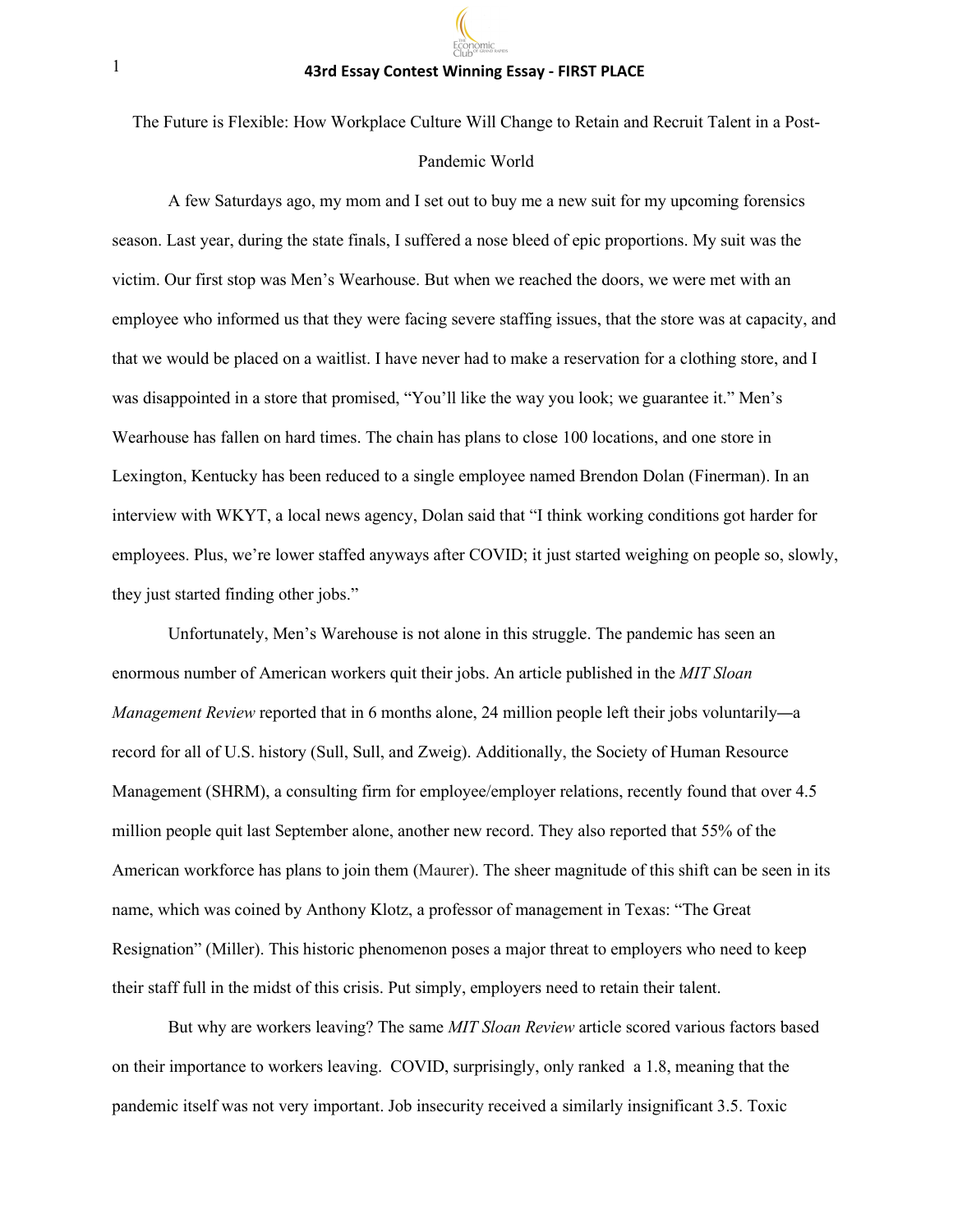**43rd Essay Contest Winning Essay - FIRST PLACE**

# The Future is Flexible: How Workplace Culture Will Change to Retain and Recruit Talent in a Post-Pandemic World

A few Saturdays ago, my mom and I set out to buy me a new suit for my upcoming forensics season. Last year, during the state finals, I suffered a nose bleed of epic proportions. My suit was the victim. Our first stop was Men's Wearhouse. But when we reached the doors, we were met with an employee who informed us that they were facing severe staffing issues, that the store was at capacity, and that we would be placed on a waitlist. I have never had to make a reservation for a clothing store, and I was disappointed in a store that promised, "You'll like the way you look; we guarantee it." Men's Wearhouse has fallen on hard times. The chain has plans to close 100 locations, and one store in Lexington, Kentucky has been reduced to a single employee named Brendon Dolan (Finerman). In an interview with WKYT, a local news agency, Dolan said that "I think working conditions got harder for employees. Plus, we're lower staffed anyways after COVID; it just started weighing on people so, slowly, they just started finding other jobs."

Unfortunately, Men's Warehouse is not alone in this struggle. The pandemic has seen an enormous number of American workers quit their jobs. An article published in the *MIT Sloan Management Review* reported that in 6 months alone, 24 million people left their jobs voluntarily—a record for all of U.S. history (Sull, Sull, and Zweig). Additionally, the Society of Human Resource Management (SHRM), a consulting firm for employee/employer relations, recently found that over 4.5 million people quit last September alone, another new record. They also reported that 55% of the American workforce has plans to join them (Maurer). The sheer magnitude of this shift can be seen in its name, which was coined by Anthony Klotz, a professor of management in Texas: "The Great Resignation" (Miller). This historic phenomenon poses a major threat to employers who need to keep their staff full in the midst of this crisis. Put simply, employers need to retain their talent.

But why are workers leaving? The same *MIT Sloan Review* article scored various factors based on their importance to workers leaving. COVID, surprisingly, only ranked a 1.8, meaning that the pandemic itself was not very important. Job insecurity received a similarly insignificant 3.5. Toxic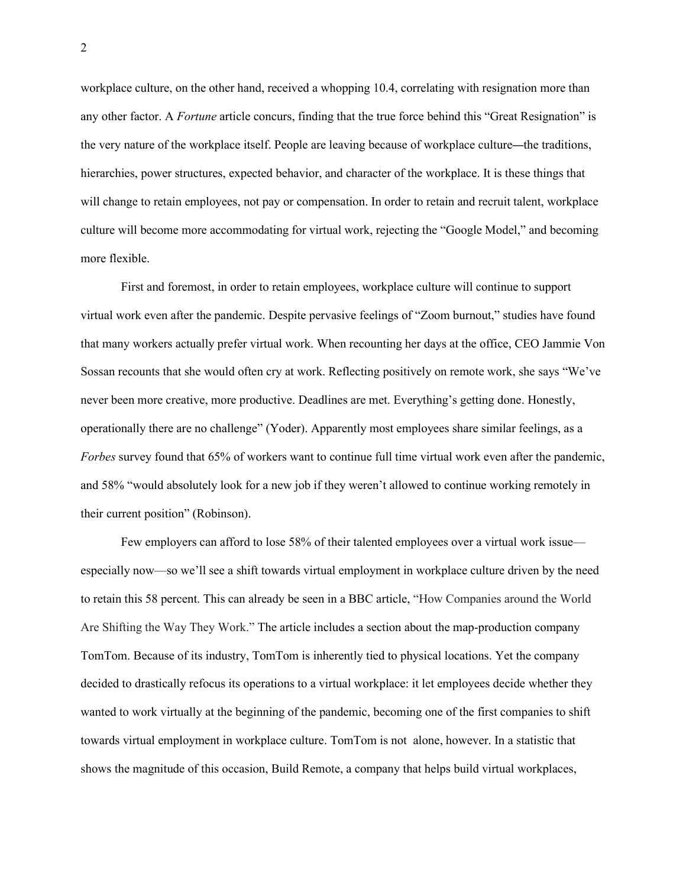workplace culture, on the other hand, received a whopping 10.4, correlating with resignation more than any other factor. A *Fortune* article concurs, finding that the true force behind this "Great Resignation" is the very nature of the workplace itself. People are leaving because of workplace culture—the traditions, hierarchies, power structures, expected behavior, and character of the workplace. It is these things that will change to retain employees, not pay or compensation. In order to retain and recruit talent, workplace culture will become more accommodating for virtual work, rejecting the "Google Model," and becoming more flexible.

First and foremost, in order to retain employees, workplace culture will continue to support virtual work even after the pandemic. Despite pervasive feelings of "Zoom burnout," studies have found that many workers actually prefer virtual work. When recounting her days at the office, CEO Jammie Von Sossan recounts that she would often cry at work. Reflecting positively on remote work, she says "We've never been more creative, more productive. Deadlines are met. Everything's getting done. Honestly, operationally there are no challenge" (Yoder). Apparently most employees share similar feelings, as a *Forbes* survey found that 65% of workers want to continue full time virtual work even after the pandemic, and 58% "would absolutely look for a new job if they weren't allowed to continue working remotely in their current position" (Robinson).

Few employers can afford to lose 58% of their talented employees over a virtual work issue—especially now—so we'll see a shift towards virtual employment in workplace culture driven by the need to retain this 58 percent. This can already be seen in a BBC article, "How Companies around the World Are Shifting the Way They Work." The article includes a section about the map-production company TomTom. Because of its industry, TomTom is inherently tied to physical locations. Yet the company decided to drastically refocus its operations to a virtual workplace: it let employees decide whether they wanted to work virtually at the beginning of the pandemic, becoming one of the first companies to shift towards virtual employment in workplace culture. TomTom is not alone, however. In a statistic that shows the magnitude of this occasion, Build Remote, a company that helps build virtual workplaces,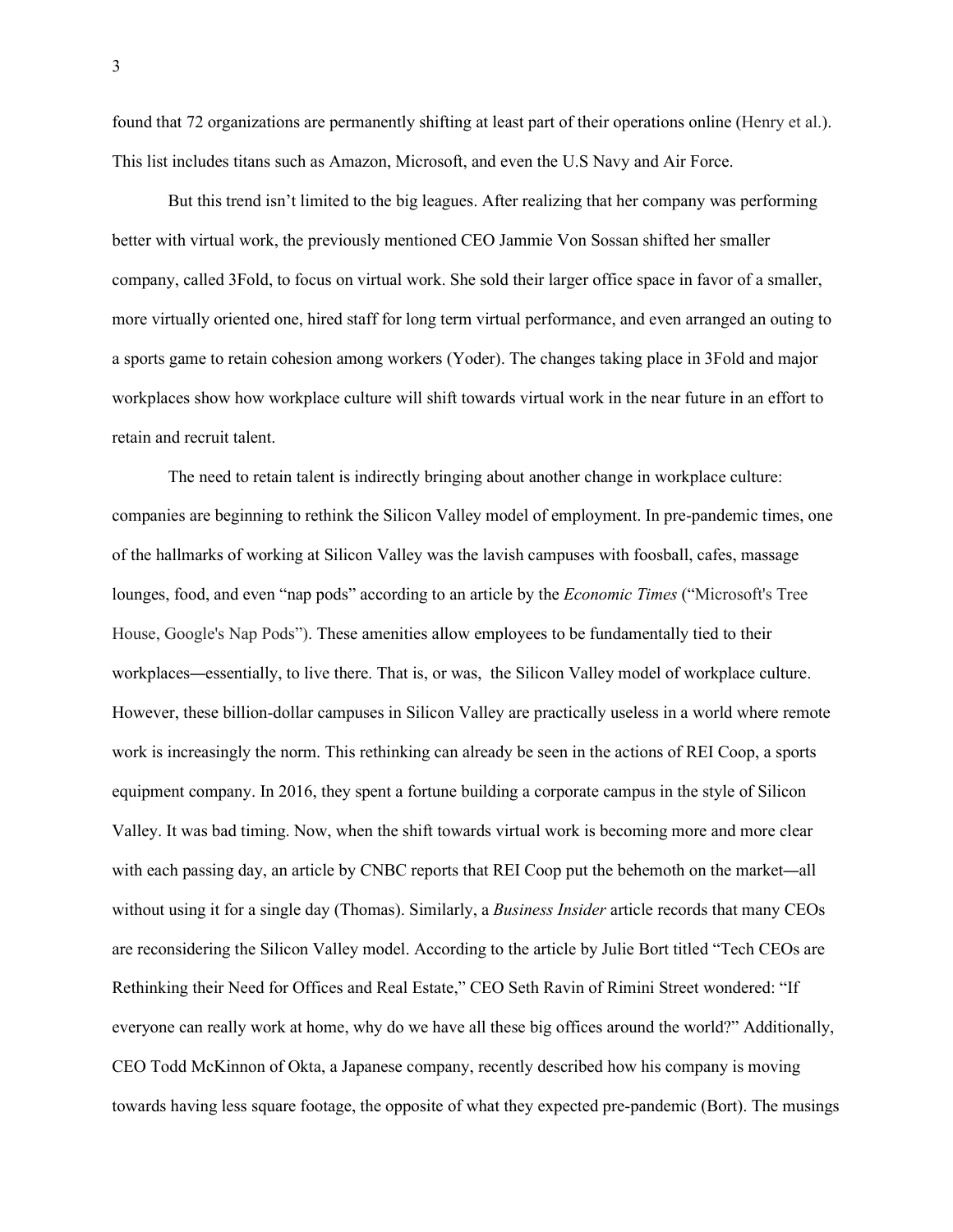found that 72 organizations are permanently shifting at least part of their operations online (Henry et al.). This list includes titans such as Amazon, Microsoft, and even the U.S Navy and Air Force.

But this trend isn't limited to the big leagues. After realizing that her company was performing better with virtual work, the previously mentioned CEO Jammie Von Sossan shifted her smaller company, called 3Fold, to focus on virtual work. She sold their larger office space in favor of a smaller, more virtually oriented one, hired staff for long term virtual performance, and even arranged an outing to a sports game to retain cohesion among workers (Yoder). The changes taking place in 3Fold and major workplaces show how workplace culture will shift towards virtual work in the near future in an effort to retain and recruit talent.

The need to retain talent is indirectly bringing about another change in workplace culture: companies are beginning to rethink the Silicon Valley model of employment. In pre-pandemic times, one of the hallmarks of working at Silicon Valley was the lavish campuses with foosball, cafes, massage lounges, food, and even "nap pods" according to an article by the *Economic Times* ("Microsoft's Tree House, Google's Nap Pods"). These amenities allow employees to be fundamentally tied to their workplaces—essentially, to live there. That is, or was, the Silicon Valley model of workplace culture. However, these billion-dollar campuses in Silicon Valley are practically useless in a world where remote work is increasingly the norm. This rethinking can already be seen in the actions of REI Coop, a sports equipment company. In 2016, they spent a fortune building a corporate campus in the style of Silicon Valley. It was bad timing. Now, when the shift towards virtual work is becoming more and more clear with each passing day, an article by CNBC reports that REI Coop put the behemoth on the market—all without using it for a single day (Thomas). Similarly, a *Business Insider* article records that many CEOs are reconsidering the Silicon Valley model. According to the article by Julie Bort titled "Tech CEOs are Rethinking their Need for Offices and Real Estate," CEO Seth Ravin of Rimini Street wondered: "If everyone can really work at home, why do we have all these big offices around the world?" Additionally, CEO Todd McKinnon of Okta, a Japanese company, recently described how his company is moving towards having less square footage, the opposite of what they expected pre-pandemic (Bort). The musings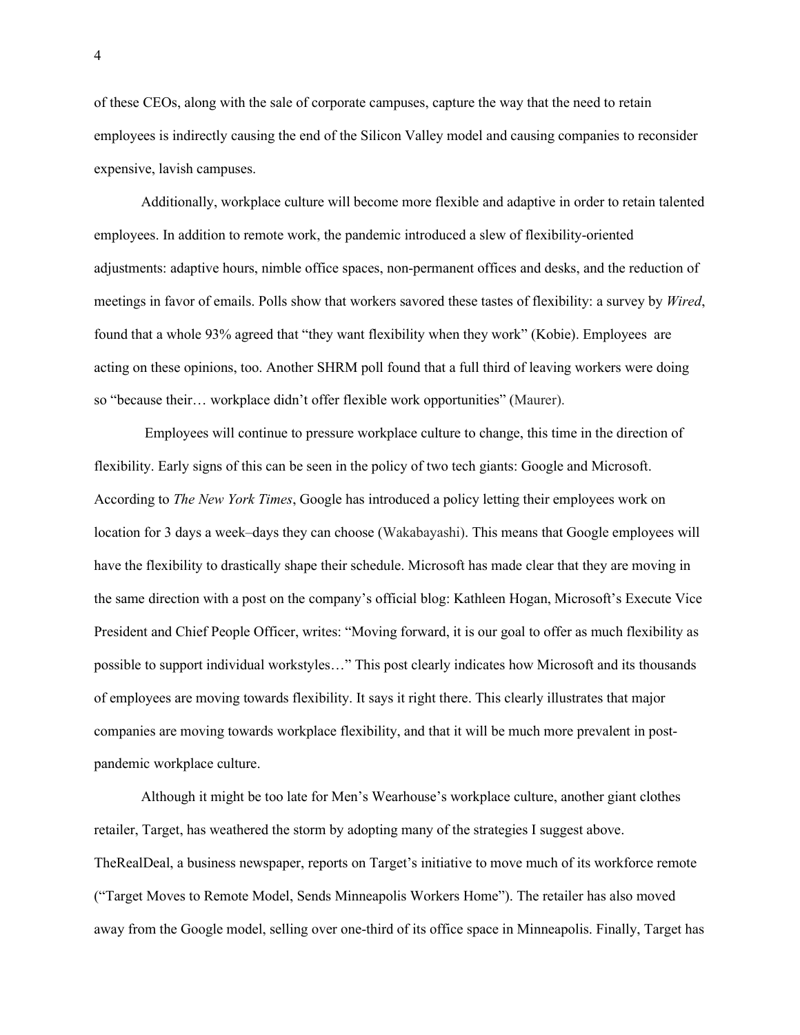of these CEOs, along with the sale of corporate campuses, capture the way that the need to retain employees is indirectly causing the end of the Silicon Valley model and causing companies to reconsider expensive, lavish campuses.

Additionally, workplace culture will become more flexible and adaptive in order to retain talented employees. In addition to remote work, the pandemic introduced a slew of flexibility-oriented adjustments: adaptive hours, nimble office spaces, non-permanent offices and desks, and the reduction of meetings in favor of emails. Polls show that workers savored these tastes of flexibility: a survey by *Wired*, found that a whole 93% agreed that "they want flexibility when they work" (Kobie). Employees are acting on these opinions, too. Another SHRM poll found that a full third of leaving workers were doing so "because their… workplace didn't offer flexible work opportunities" (Maurer).

Employees will continue to pressure workplace culture to change, this time in the direction of flexibility. Early signs of this can be seen in the policy of two tech giants: Google and Microsoft. According to *The New York Times*, Google has introduced a policy letting their employees work on location for 3 days a week–days they can choose (Wakabayashi). This means that Google employees will have the flexibility to drastically shape their schedule. Microsoft has made clear that they are moving in the same direction with a post on the company's official blog: Kathleen Hogan, Microsoft's Execute Vice President and Chief People Officer, writes: "Moving forward, it is our goal to offer as much flexibility as possible to support individual workstyles…" This post clearly indicates how Microsoft and its thousands of employees are moving towards flexibility. It says it right there. This clearly illustrates that major companies are moving towards workplace flexibility, and that it will be much more prevalent in post-pandemic workplace culture.

Although it might be too late for Men's Wearhouse's workplace culture, another giant clothes retailer, Target, has weathered the storm by adopting many of the strategies I suggest above. TheRealDeal, a business newspaper, reports on Target's initiative to move much of its workforce remote ("Target Moves to Remote Model, Sends Minneapolis Workers Home"). The retailer has also moved away from the Google model, selling over one-third of its office space in Minneapolis. Finally, Target has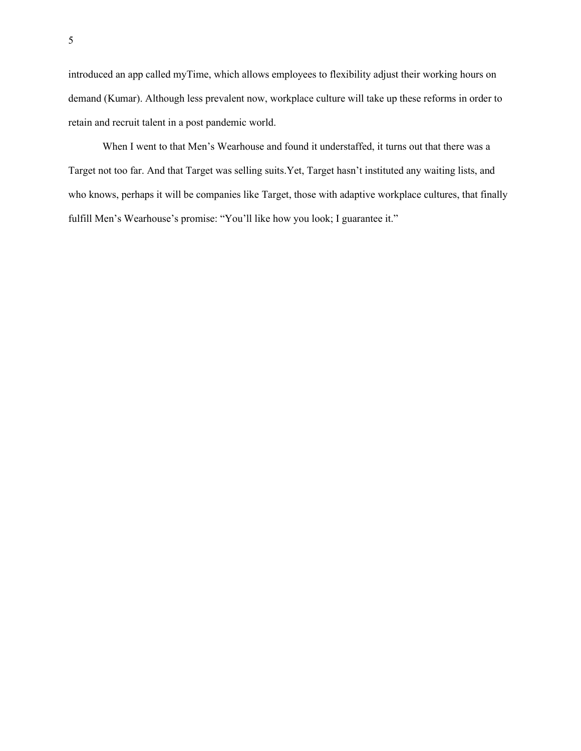introduced an app called myTime, which allows employees to flexibility adjust their working hours on demand (Kumar). Although less prevalent now, workplace culture will take up these reforms in order to retain and recruit talent in a post pandemic world.

When I went to that Men's Wearhouse and found it understaffed, it turns out that there was a Target not too far. And that Target was selling suits.Yet, Target hasn't instituted any waiting lists, and who knows, perhaps it will be companies like Target, those with adaptive workplace cultures, that finally fulfill Men's Wearhouse's promise: "You'll like how you look; I guarantee it."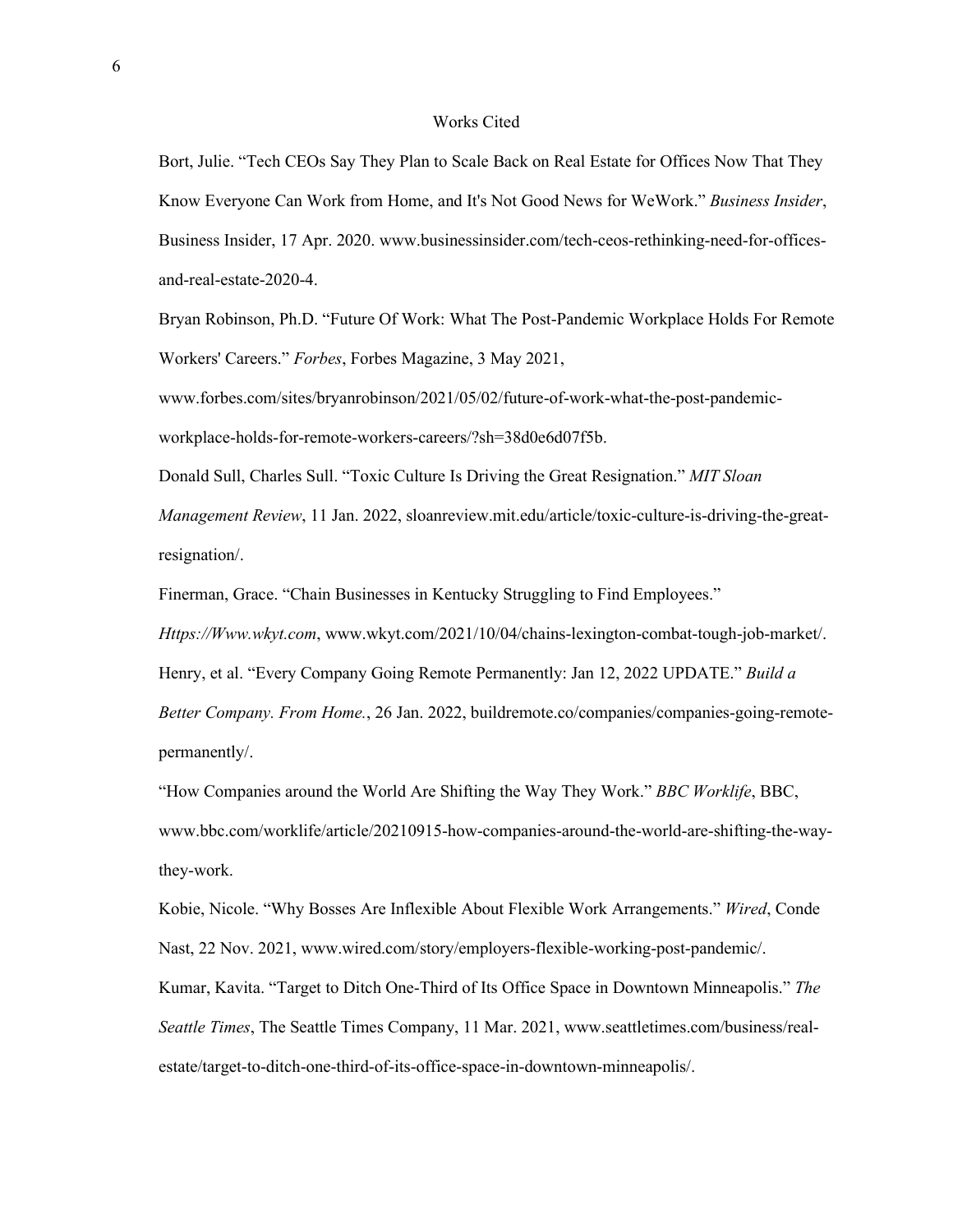# Works Cited

Bort, Julie. "Tech CEOs Say They Plan to Scale Back on Real Estate for Offices Now That They Know Everyone Can Work from Home, and It's Not Good News for WeWork." *Business Insider*, Business Insider, 17 Apr. 2020. www.businessinsider.com/tech-ceos-rethinking-need-for-offices-and-real-estate-2020-4.

Bryan Robinson, Ph.D. "Future Of Work: What The Post-Pandemic Workplace Holds For Remote Workers' Careers." *Forbes*, Forbes Magazine, 3 May 2021, www.forbes.com/sites/bryanrobinson/2021/05/02/future-of-work-what-the-post-pandemic-workplace-holds-for-remote-workers-careers/?sh=38d0e6d07f5b.

Donald Sull, Charles Sull. "Toxic Culture Is Driving the Great Resignation." *MIT Sloan Management Review*, 11 Jan. 2022, sloanreview.mit.edu/article/toxic-culture-is-driving-the-great-resignation/.

Finerman, Grace. "Chain Businesses in Kentucky Struggling to Find Employees." *Https://Www.wkyt.com*, www.wkyt.com/2021/10/04/chains-lexington-combat-tough-job-market/.

Henry, et al. "Every Company Going Remote Permanently: Jan 12, 2022 UPDATE." *Build a Better Company. From Home.*, 26 Jan. 2022, buildremote.co/companies/companies-going-remote-permanently/.

"How Companies around the World Are Shifting the Way They Work." *BBC Worklife*, BBC, www.bbc.com/worklife/article/20210915-how-companies-around-the-world-are-shifting-the-way-they-work.

Kobie, Nicole. "Why Bosses Are Inflexible About Flexible Work Arrangements." *Wired*, Conde Nast, 22 Nov. 2021, www.wired.com/story/employers-flexible-working-post-pandemic/.

Kumar, Kavita. "Target to Ditch One-Third of Its Office Space in Downtown Minneapolis." *The Seattle Times*, The Seattle Times Company, 11 Mar. 2021, www.seattletimes.com/business/real-estate/target-to-ditch-one-third-of-its-office-space-in-downtown-minneapolis/.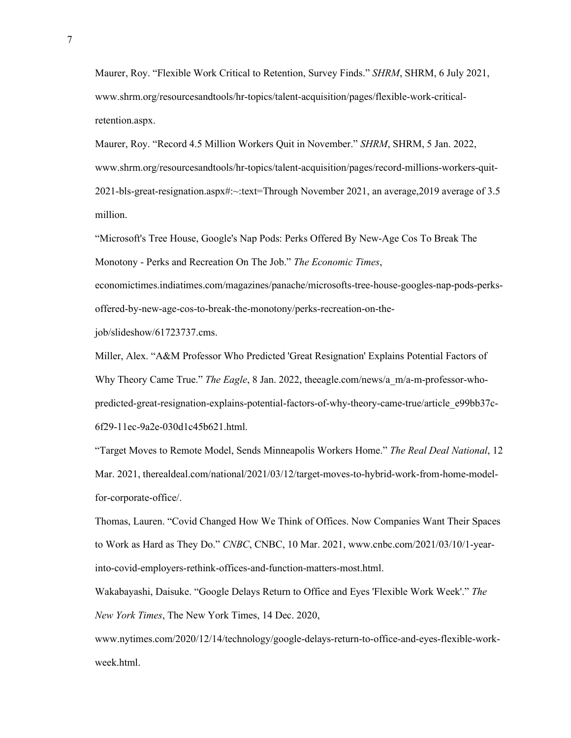Maurer, Roy. "Flexible Work Critical to Retention, Survey Finds." *SHRM*, SHRM, 6 July 2021, www.shrm.org/resourcesandtools/hr-topics/talent-acquisition/pages/flexible-work-critical-retention.aspx.

Maurer, Roy. "Record 4.5 Million Workers Quit in November." *SHRM*, SHRM, 5 Jan. 2022, www.shrm.org/resourcesandtools/hr-topics/talent-acquisition/pages/record-millions-workers-quit-2021-bls-great-resignation.aspx#:~:text=Through November 2021, an average,2019 average of 3.5 million.

"Microsoft's Tree House, Google's Nap Pods: Perks Offered By New-Age Cos To Break The Monotony - Perks and Recreation On The Job." *The Economic Times*, economictimes.indiatimes.com/magazines/panache/microsofts-tree-house-googles-nap-pods-perks-offered-by-new-age-cos-to-break-the-monotony/perks-recreation-on-the-job/slideshow/61723737.cms.

Miller, Alex. "A&M Professor Who Predicted 'Great Resignation' Explains Potential Factors of Why Theory Came True." *The Eagle*, 8 Jan. 2022, theeagle.com/news/a_m/a-m-professor-who-predicted-great-resignation-explains-potential-factors-of-why-theory-came-true/article_e99bb37c-6f29-11ec-9a2e-030d1c45b621.html.

"Target Moves to Remote Model, Sends Minneapolis Workers Home." *The Real Deal National*, 12 Mar. 2021, therealdeal.com/national/2021/03/12/target-moves-to-hybrid-work-from-home-model-for-corporate-office/.

Thomas, Lauren. "Covid Changed How We Think of Offices. Now Companies Want Their Spaces to Work as Hard as They Do." *CNBC*, CNBC, 10 Mar. 2021, www.cnbc.com/2021/03/10/1-year-into-covid-employers-rethink-offices-and-function-matters-most.html.

Wakabayashi, Daisuke. "Google Delays Return to Office and Eyes 'Flexible Work Week'." *The New York Times*, The New York Times, 14 Dec. 2020, www.nytimes.com/2020/12/14/technology/google-delays-return-to-office-and-eyes-flexible-work-week.html.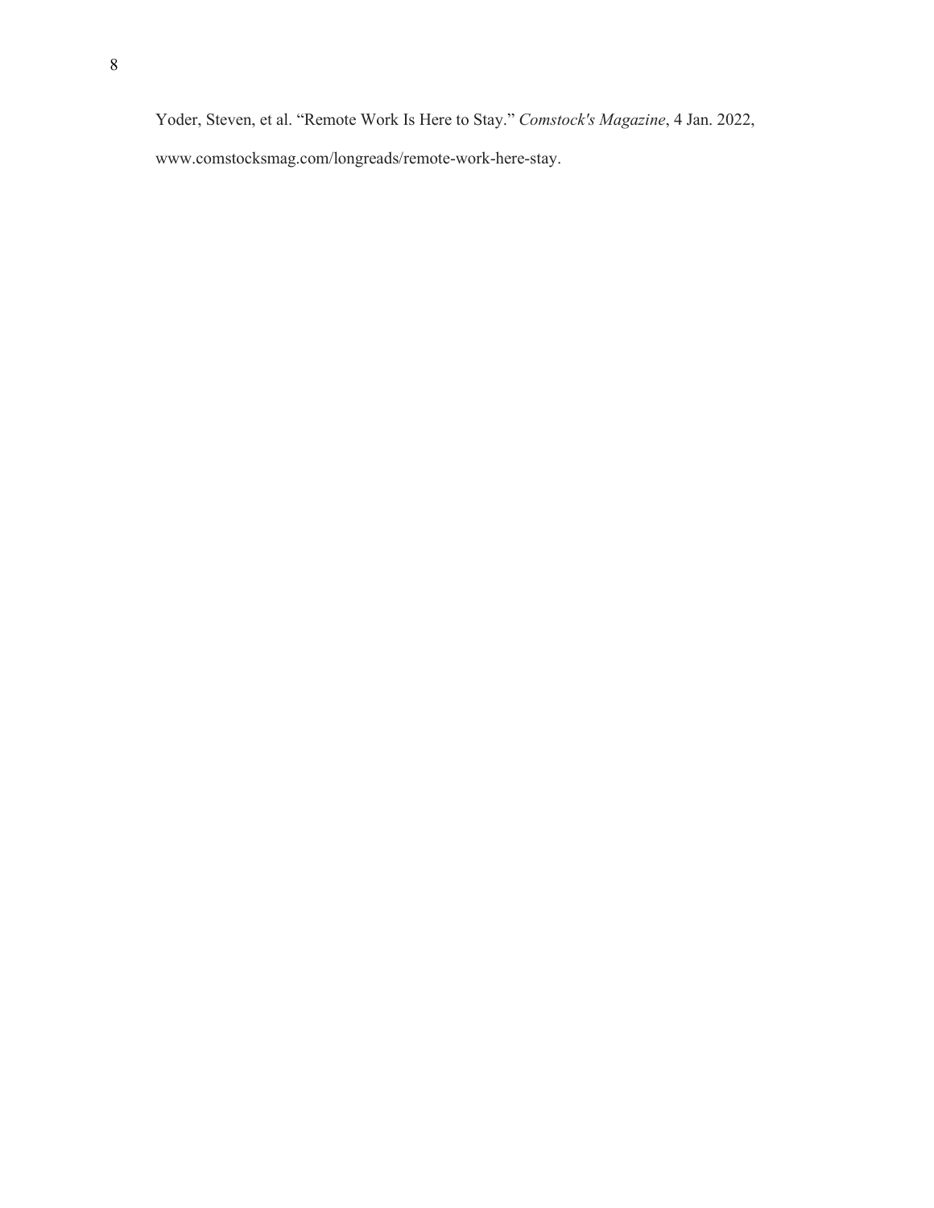Yoder, Steven, et al. “Remote Work Is Here to Stay.” *Comstock's Magazine*, 4 Jan. 2022, www.comstocksmag.com/longreads/remote-work-here-stay.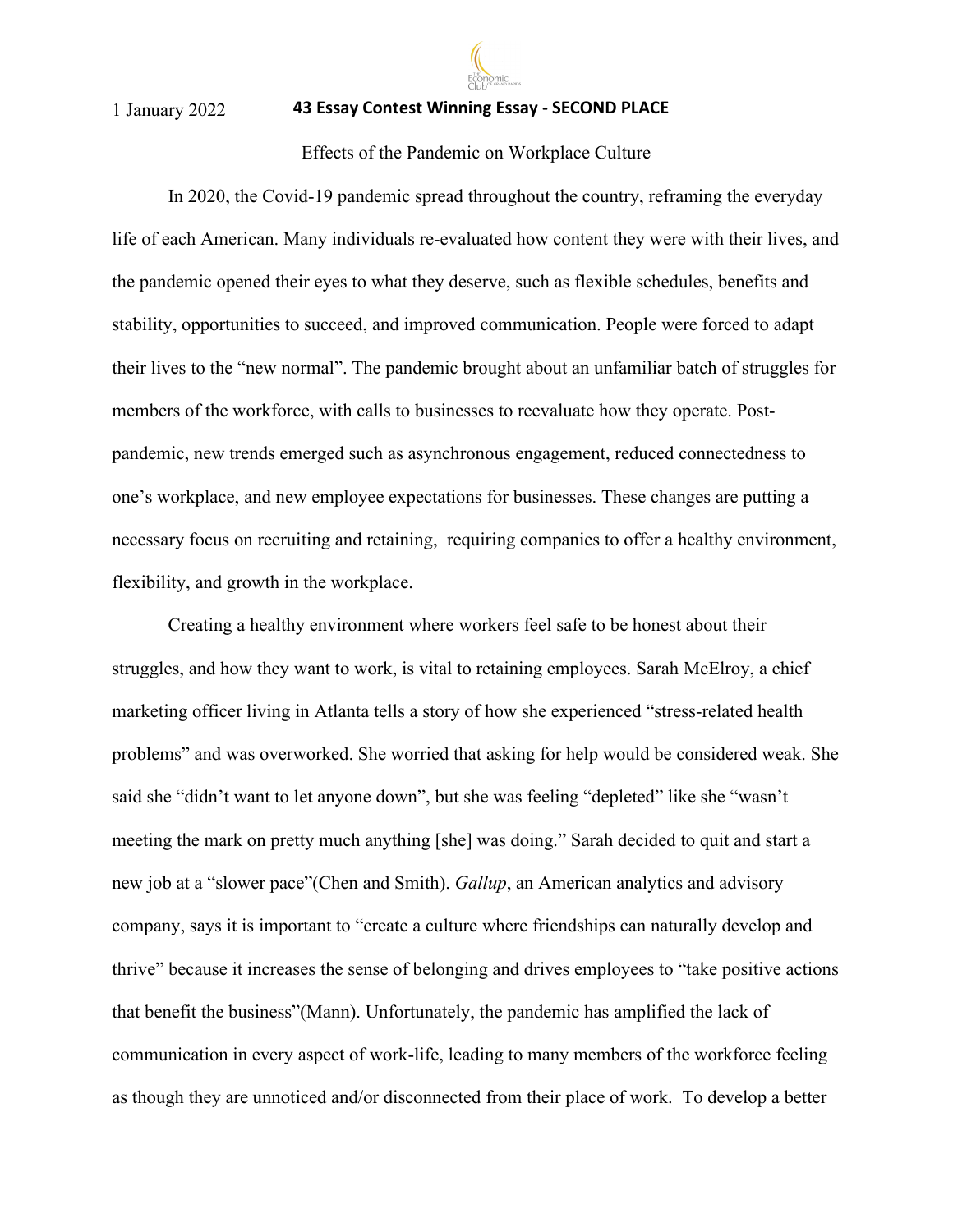1 January 2022 **43 Essay Contest Winning Essay - SECOND PLACE**

Effects of the Pandemic on Workplace Culture

In 2020, the Covid-19 pandemic spread throughout the country, reframing the everyday life of each American. Many individuals re-evaluated how content they were with their lives, and the pandemic opened their eyes to what they deserve, such as flexible schedules, benefits and stability, opportunities to succeed, and improved communication. People were forced to adapt their lives to the "new normal". The pandemic brought about an unfamiliar batch of struggles for members of the workforce, with calls to businesses to reevaluate how they operate. Post-pandemic, new trends emerged such as asynchronous engagement, reduced connectedness to one's workplace, and new employee expectations for businesses. These changes are putting a necessary focus on recruiting and retaining, requiring companies to offer a healthy environment, flexibility, and growth in the workplace.

Creating a healthy environment where workers feel safe to be honest about their struggles, and how they want to work, is vital to retaining employees. Sarah McElroy, a chief marketing officer living in Atlanta tells a story of how she experienced "stress-related health problems" and was overworked. She worried that asking for help would be considered weak. She said she "didn't want to let anyone down", but she was feeling "depleted" like she "wasn't meeting the mark on pretty much anything [she] was doing." Sarah decided to quit and start a new job at a "slower pace"(Chen and Smith). *Gallup*, an American analytics and advisory company, says it is important to "create a culture where friendships can naturally develop and thrive" because it increases the sense of belonging and drives employees to "take positive actions that benefit the business"(Mann). Unfortunately, the pandemic has amplified the lack of communication in every aspect of work-life, leading to many members of the workforce feeling as though they are unnoticed and/or disconnected from their place of work. To develop a better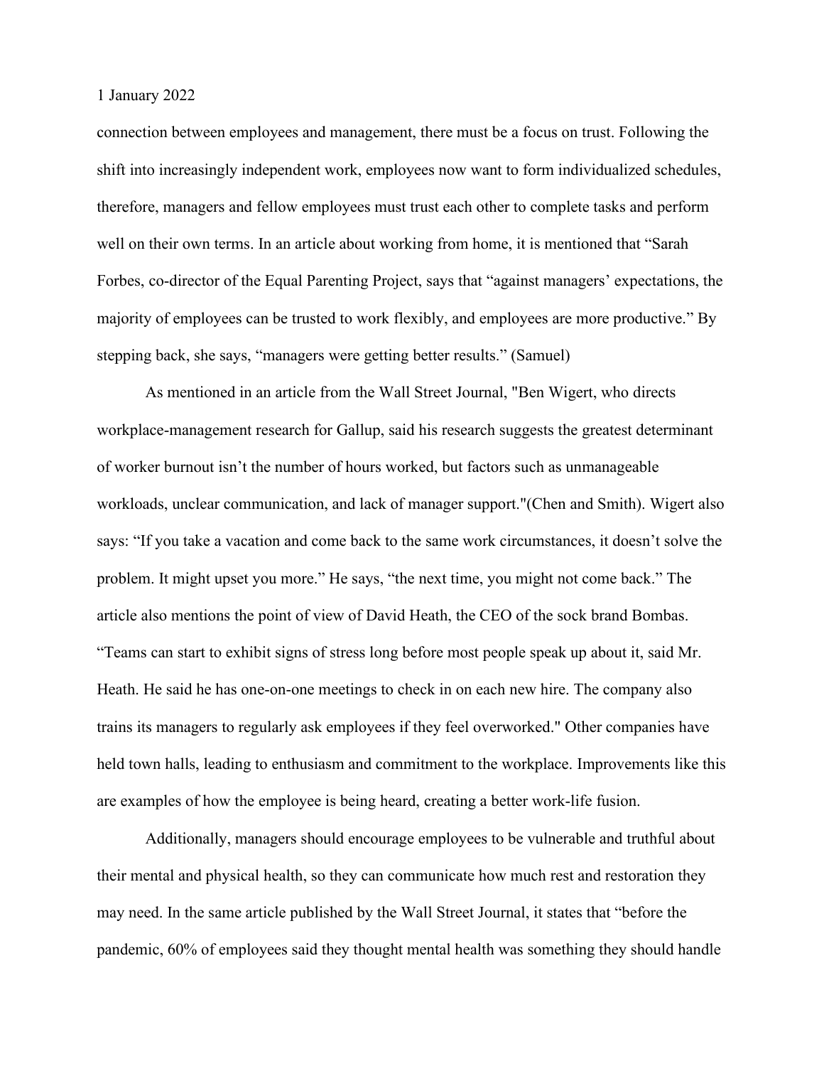connection between employees and management, there must be a focus on trust. Following the shift into increasingly independent work, employees now want to form individualized schedules, therefore, managers and fellow employees must trust each other to complete tasks and perform well on their own terms. In an article about working from home, it is mentioned that "Sarah Forbes, co-director of the Equal Parenting Project, says that "against managers' expectations, the majority of employees can be trusted to work flexibly, and employees are more productive." By stepping back, she says, "managers were getting better results." (Samuel)

As mentioned in an article from the Wall Street Journal, "Ben Wigert, who directs workplace-management research for Gallup, said his research suggests the greatest determinant of worker burnout isn't the number of hours worked, but factors such as unmanageable workloads, unclear communication, and lack of manager support."(Chen and Smith). Wigert also says: "If you take a vacation and come back to the same work circumstances, it doesn't solve the problem. It might upset you more." He says, "the next time, you might not come back." The article also mentions the point of view of David Heath, the CEO of the sock brand Bombas. "Teams can start to exhibit signs of stress long before most people speak up about it, said Mr. Heath. He said he has one-on-one meetings to check in on each new hire. The company also trains its managers to regularly ask employees if they feel overworked." Other companies have held town halls, leading to enthusiasm and commitment to the workplace. Improvements like this are examples of how the employee is being heard, creating a better work-life fusion.

Additionally, managers should encourage employees to be vulnerable and truthful about their mental and physical health, so they can communicate how much rest and restoration they may need. In the same article published by the Wall Street Journal, it states that "before the pandemic, 60% of employees said they thought mental health was something they should handle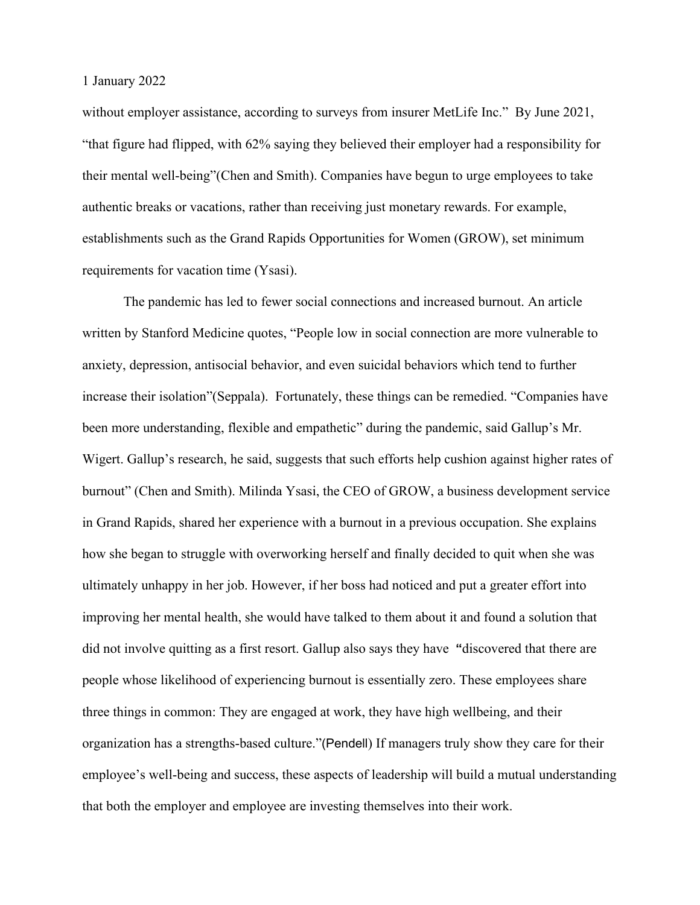without employer assistance, according to surveys from insurer MetLife Inc." By June 2021, "that figure had flipped, with 62% saying they believed their employer had a responsibility for their mental well-being"(Chen and Smith). Companies have begun to urge employees to take authentic breaks or vacations, rather than receiving just monetary rewards. For example, establishments such as the Grand Rapids Opportunities for Women (GROW), set minimum requirements for vacation time (Ysasi).

The pandemic has led to fewer social connections and increased burnout. An article written by Stanford Medicine quotes, "People low in social connection are more vulnerable to anxiety, depression, antisocial behavior, and even suicidal behaviors which tend to further increase their isolation"(Seppala). Fortunately, these things can be remedied. "Companies have been more understanding, flexible and empathetic" during the pandemic, said Gallup's Mr. Wigert. Gallup's research, he said, suggests that such efforts help cushion against higher rates of burnout" (Chen and Smith). Milinda Ysasi, the CEO of GROW, a business development service in Grand Rapids, shared her experience with a burnout in a previous occupation. She explains how she began to struggle with overworking herself and finally decided to quit when she was ultimately unhappy in her job. However, if her boss had noticed and put a greater effort into improving her mental health, she would have talked to them about it and found a solution that did not involve quitting as a first resort. Gallup also says they have **"**discovered that there are people whose likelihood of experiencing burnout is essentially zero. These employees share three things in common: They are engaged at work, they have high wellbeing, and their organization has a strengths-based culture."(Pendell) If managers truly show they care for their employee's well-being and success, these aspects of leadership will build a mutual understanding that both the employer and employee are investing themselves into their work.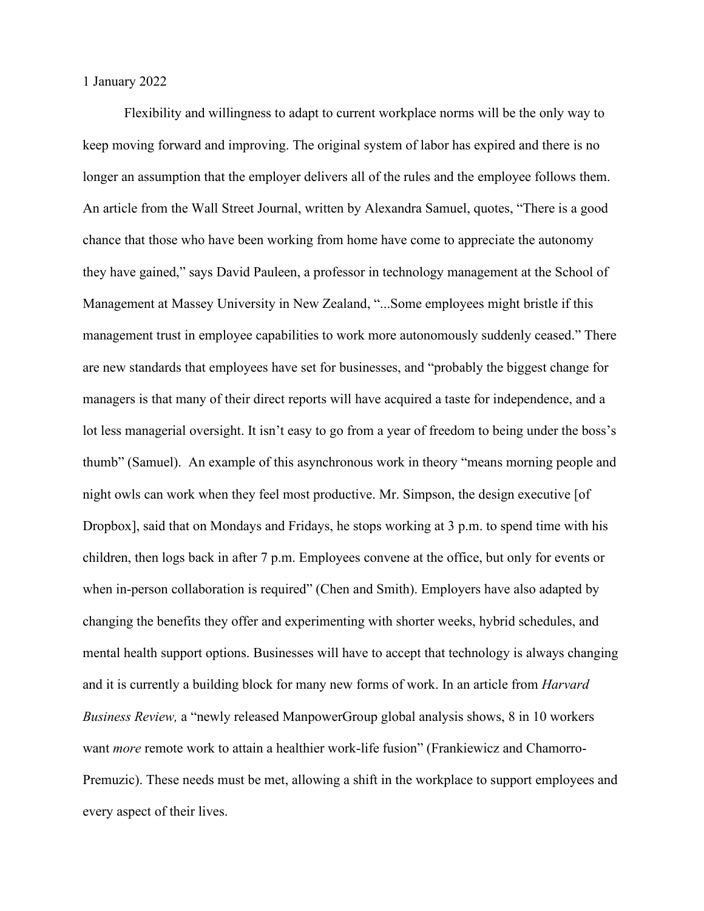1 January 2022

Flexibility and willingness to adapt to current workplace norms will be the only way to keep moving forward and improving. The original system of labor has expired and there is no longer an assumption that the employer delivers all of the rules and the employee follows them. An article from the Wall Street Journal, written by Alexandra Samuel, quotes, "There is a good chance that those who have been working from home have come to appreciate the autonomy they have gained," says David Pauleen, a professor in technology management at the School of Management at Massey University in New Zealand, "...Some employees might bristle if this management trust in employee capabilities to work more autonomously suddenly ceased." There are new standards that employees have set for businesses, and "probably the biggest change for managers is that many of their direct reports will have acquired a taste for independence, and a lot less managerial oversight. It isn't easy to go from a year of freedom to being under the boss's thumb" (Samuel). An example of this asynchronous work in theory "means morning people and night owls can work when they feel most productive. Mr. Simpson, the design executive [of Dropbox], said that on Mondays and Fridays, he stops working at 3 p.m. to spend time with his children, then logs back in after 7 p.m. Employees convene at the office, but only for events or when in-person collaboration is required" (Chen and Smith). Employers have also adapted by changing the benefits they offer and experimenting with shorter weeks, hybrid schedules, and mental health support options. Businesses will have to accept that technology is always changing and it is currently a building block for many new forms of work. In an article from *Harvard Business Review,* a "newly released ManpowerGroup global analysis shows, 8 in 10 workers want *more* remote work to attain a healthier work-life fusion" (Frankiewicz and Chamorro-Premuzic). These needs must be met, allowing a shift in the workplace to support employees and every aspect of their lives.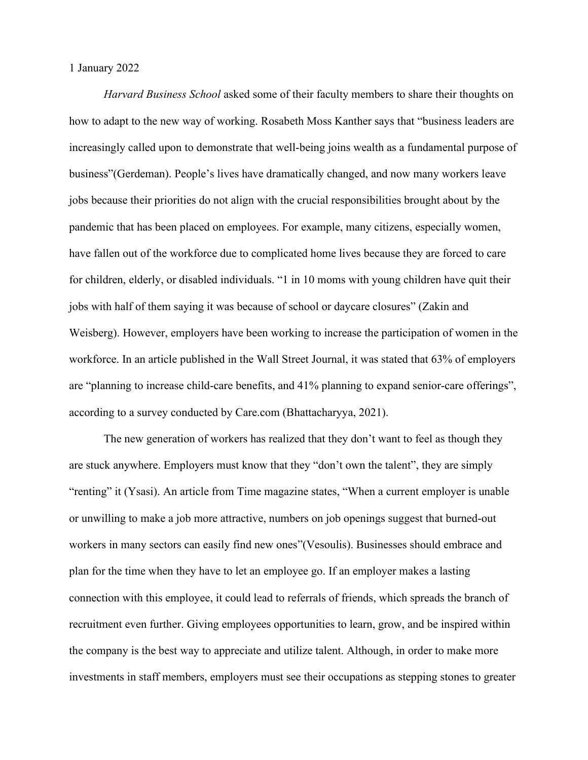1 January 2022

*Harvard Business School* asked some of their faculty members to share their thoughts on how to adapt to the new way of working. Rosabeth Moss Kanther says that "business leaders are increasingly called upon to demonstrate that well-being joins wealth as a fundamental purpose of business"(Gerdeman). People's lives have dramatically changed, and now many workers leave jobs because their priorities do not align with the crucial responsibilities brought about by the pandemic that has been placed on employees. For example, many citizens, especially women, have fallen out of the workforce due to complicated home lives because they are forced to care for children, elderly, or disabled individuals. "1 in 10 moms with young children have quit their jobs with half of them saying it was because of school or daycare closures" (Zakin and Weisberg). However, employers have been working to increase the participation of women in the workforce. In an article published in the Wall Street Journal, it was stated that 63% of employers are "planning to increase child-care benefits, and 41% planning to expand senior-care offerings", according to a survey conducted by Care.com (Bhattacharyya, 2021).

The new generation of workers has realized that they don't want to feel as though they are stuck anywhere. Employers must know that they "don't own the talent", they are simply "renting" it (Ysasi). An article from Time magazine states, "When a current employer is unable or unwilling to make a job more attractive, numbers on job openings suggest that burned-out workers in many sectors can easily find new ones"(Vesoulis). Businesses should embrace and plan for the time when they have to let an employee go. If an employer makes a lasting connection with this employee, it could lead to referrals of friends, which spreads the branch of recruitment even further. Giving employees opportunities to learn, grow, and be inspired within the company is the best way to appreciate and utilize talent. Although, in order to make more investments in staff members, employers must see their occupations as stepping stones to greater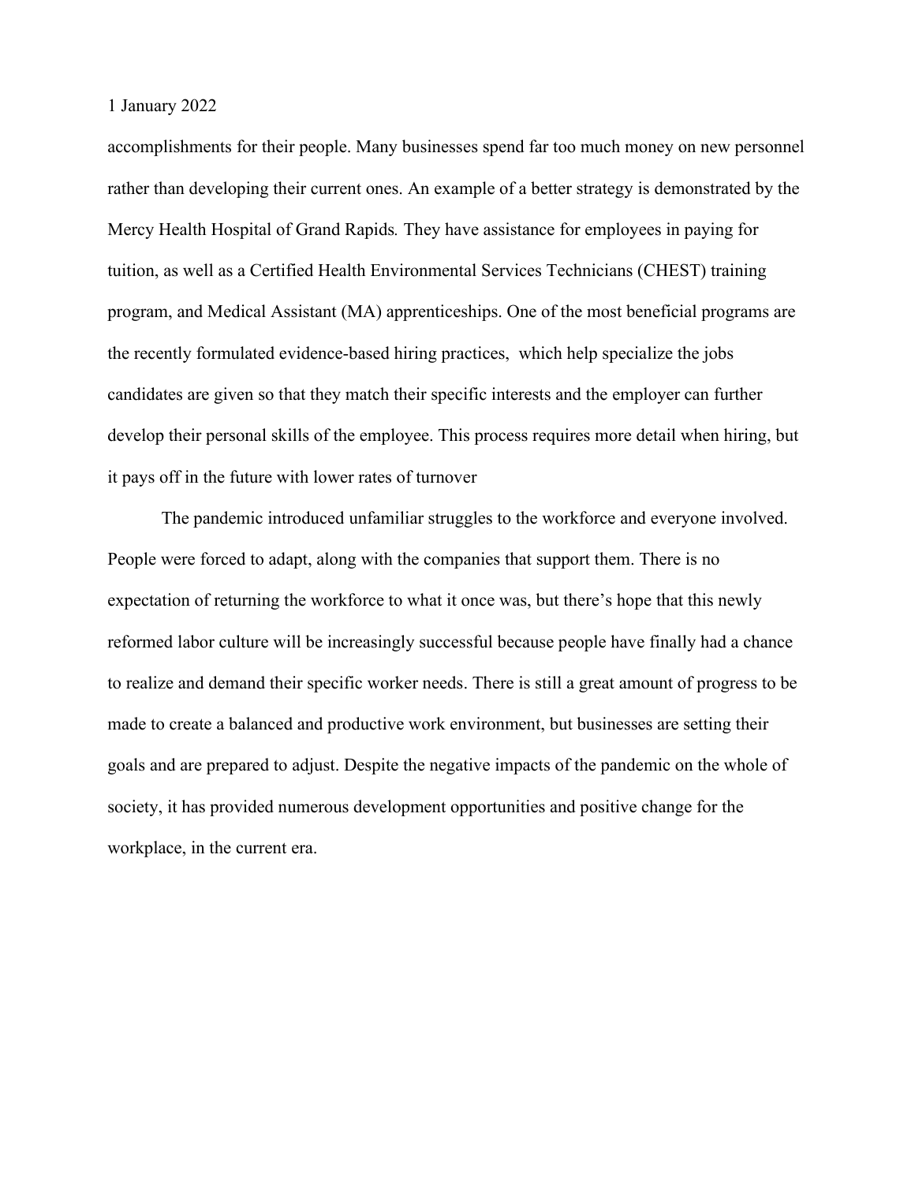1 January 2022

accomplishments for their people. Many businesses spend far too much money on new personnel rather than developing their current ones. An example of a better strategy is demonstrated by the Mercy Health Hospital of Grand Rapids. They have assistance for employees in paying for tuition, as well as a Certified Health Environmental Services Technicians (CHEST) training program, and Medical Assistant (MA) apprenticeships. One of the most beneficial programs are the recently formulated evidence-based hiring practices,  which help specialize the jobs candidates are given so that they match their specific interests and the employer can further develop their personal skills of the employee. This process requires more detail when hiring, but it pays off in the future with lower rates of turnover

The pandemic introduced unfamiliar struggles to the workforce and everyone involved. People were forced to adapt, along with the companies that support them. There is no expectation of returning the workforce to what it once was, but there's hope that this newly reformed labor culture will be increasingly successful because people have finally had a chance to realize and demand their specific worker needs. There is still a great amount of progress to be made to create a balanced and productive work environment, but businesses are setting their goals and are prepared to adjust. Despite the negative impacts of the pandemic on the whole of society, it has provided numerous development opportunities and positive change for the workplace, in the current era.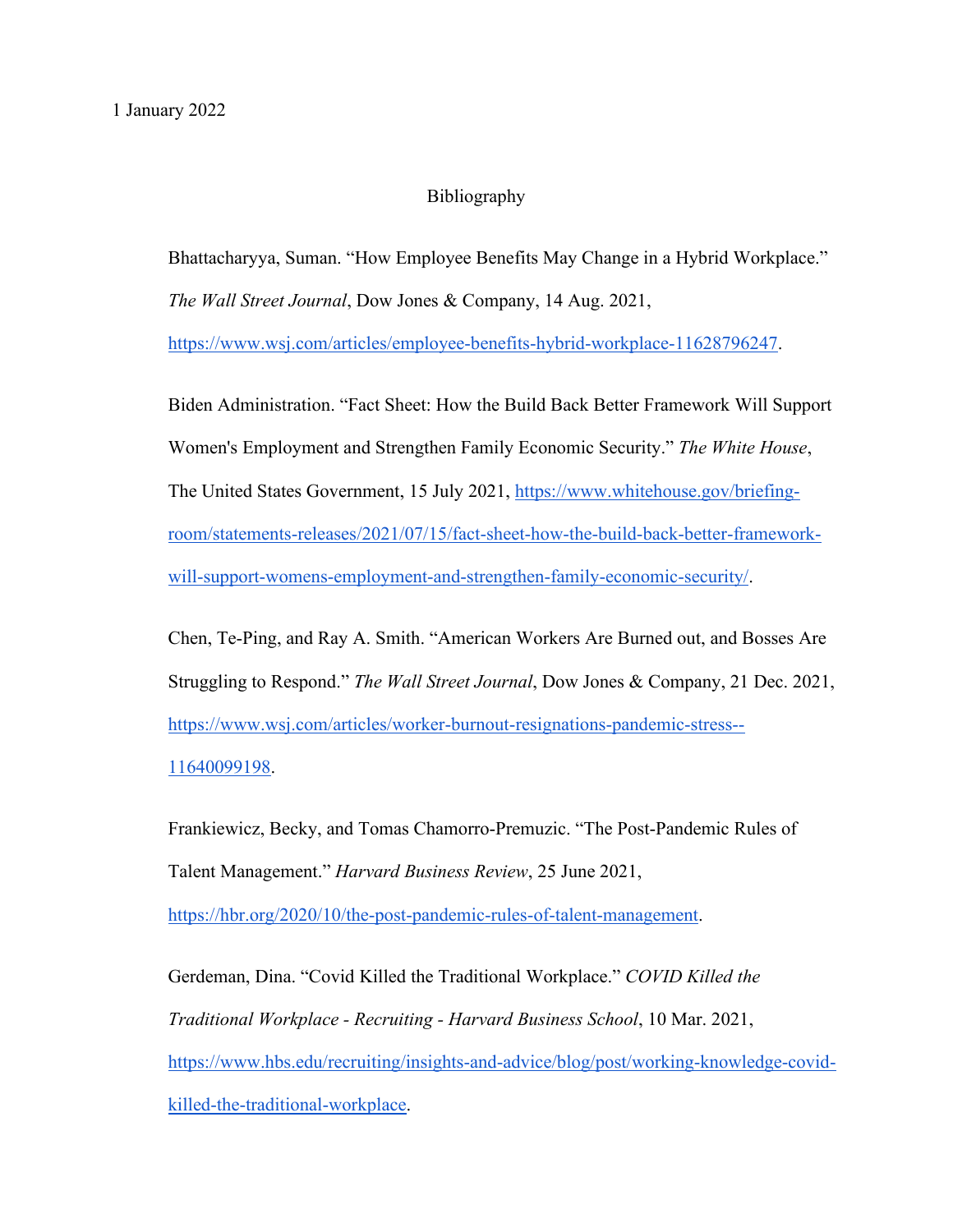1 January 2022

# Bibliography

Bhattacharyya, Suman. "How Employee Benefits May Change in a Hybrid Workplace." *The Wall Street Journal*, Dow Jones & Company, 14 Aug. 2021, https://www.wsj.com/articles/employee-benefits-hybrid-workplace-11628796247.

Biden Administration. "Fact Sheet: How the Build Back Better Framework Will Support Women's Employment and Strengthen Family Economic Security." *The White House*, The United States Government, 15 July 2021, https://www.whitehouse.gov/briefing-room/statements-releases/2021/07/15/fact-sheet-how-the-build-back-better-framework-will-support-womens-employment-and-strengthen-family-economic-security/.

Chen, Te-Ping, and Ray A. Smith. "American Workers Are Burned out, and Bosses Are Struggling to Respond." *The Wall Street Journal*, Dow Jones & Company, 21 Dec. 2021, https://www.wsj.com/articles/worker-burnout-resignations-pandemic-stress--11640099198.

Frankiewicz, Becky, and Tomas Chamorro-Premuzic. "The Post-Pandemic Rules of Talent Management." *Harvard Business Review*, 25 June 2021, https://hbr.org/2020/10/the-post-pandemic-rules-of-talent-management.

Gerdeman, Dina. "Covid Killed the Traditional Workplace." *COVID Killed the Traditional Workplace - Recruiting - Harvard Business School*, 10 Mar. 2021, https://www.hbs.edu/recruiting/insights-and-advice/blog/post/working-knowledge-covid-killed-the-traditional-workplace.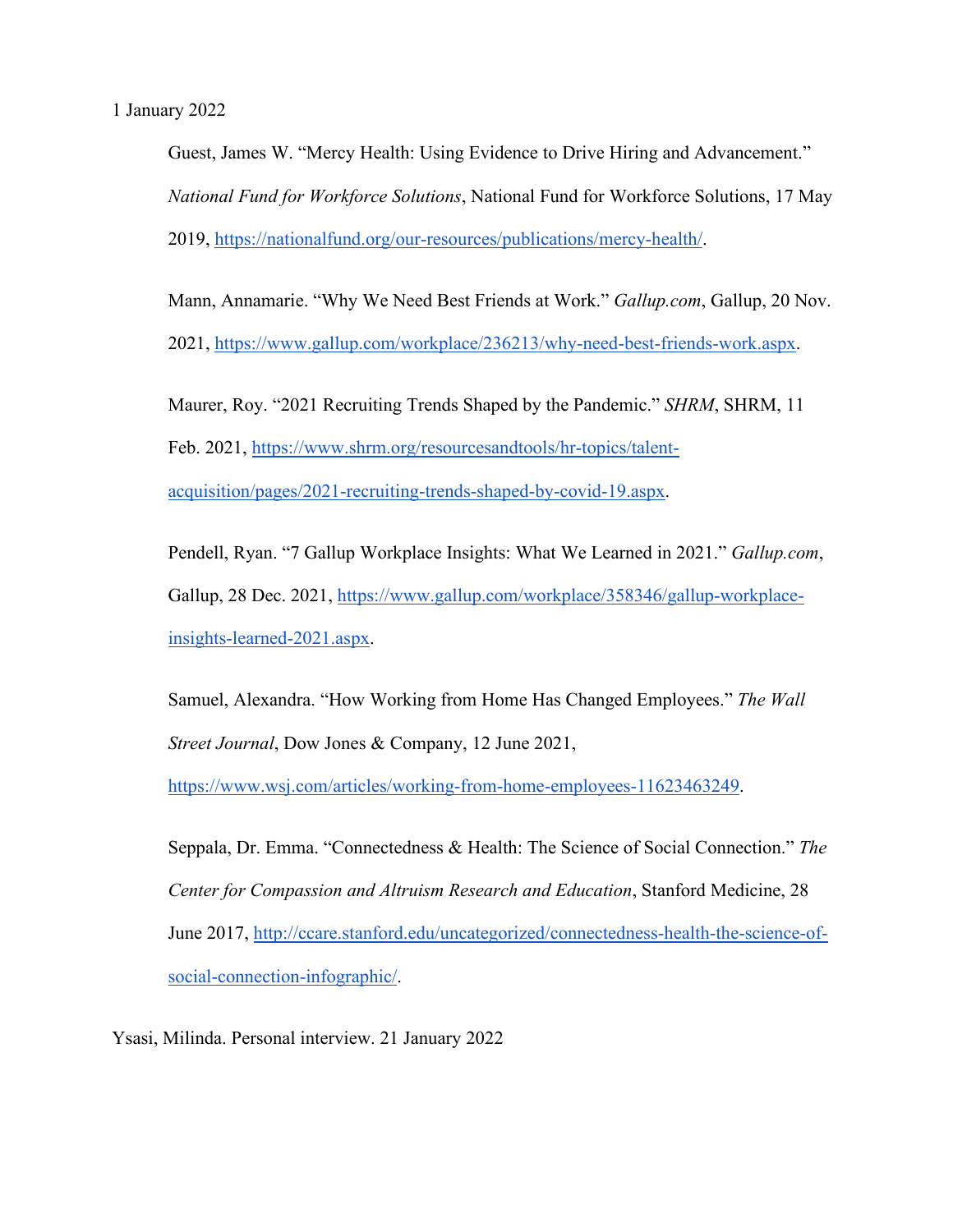1 January 2022

Guest, James W. “Mercy Health: Using Evidence to Drive Hiring and Advancement.” *National Fund for Workforce Solutions*, National Fund for Workforce Solutions, 17 May 2019, https://nationalfund.org/our-resources/publications/mercy-health/.

Mann, Annamarie. “Why We Need Best Friends at Work.” *Gallup.com*, Gallup, 20 Nov. 2021, https://www.gallup.com/workplace/236213/why-need-best-friends-work.aspx.

Maurer, Roy. “2021 Recruiting Trends Shaped by the Pandemic.” *SHRM*, SHRM, 11 Feb. 2021, https://www.shrm.org/resourcesandtools/hr-topics/talent-acquisition/pages/2021-recruiting-trends-shaped-by-covid-19.aspx.

Pendell, Ryan. “7 Gallup Workplace Insights: What We Learned in 2021.” *Gallup.com*, Gallup, 28 Dec. 2021, https://www.gallup.com/workplace/358346/gallup-workplace-insights-learned-2021.aspx.

Samuel, Alexandra. “How Working from Home Has Changed Employees.” *The Wall Street Journal*, Dow Jones & Company, 12 June 2021, https://www.wsj.com/articles/working-from-home-employees-11623463249.

Seppala, Dr. Emma. “Connectedness & Health: The Science of Social Connection.” *The Center for Compassion and Altruism Research and Education*, Stanford Medicine, 28 June 2017, http://ccare.stanford.edu/uncategorized/connectedness-health-the-science-of-social-connection-infographic/.

Ysasi, Milinda. Personal interview. 21 January 2022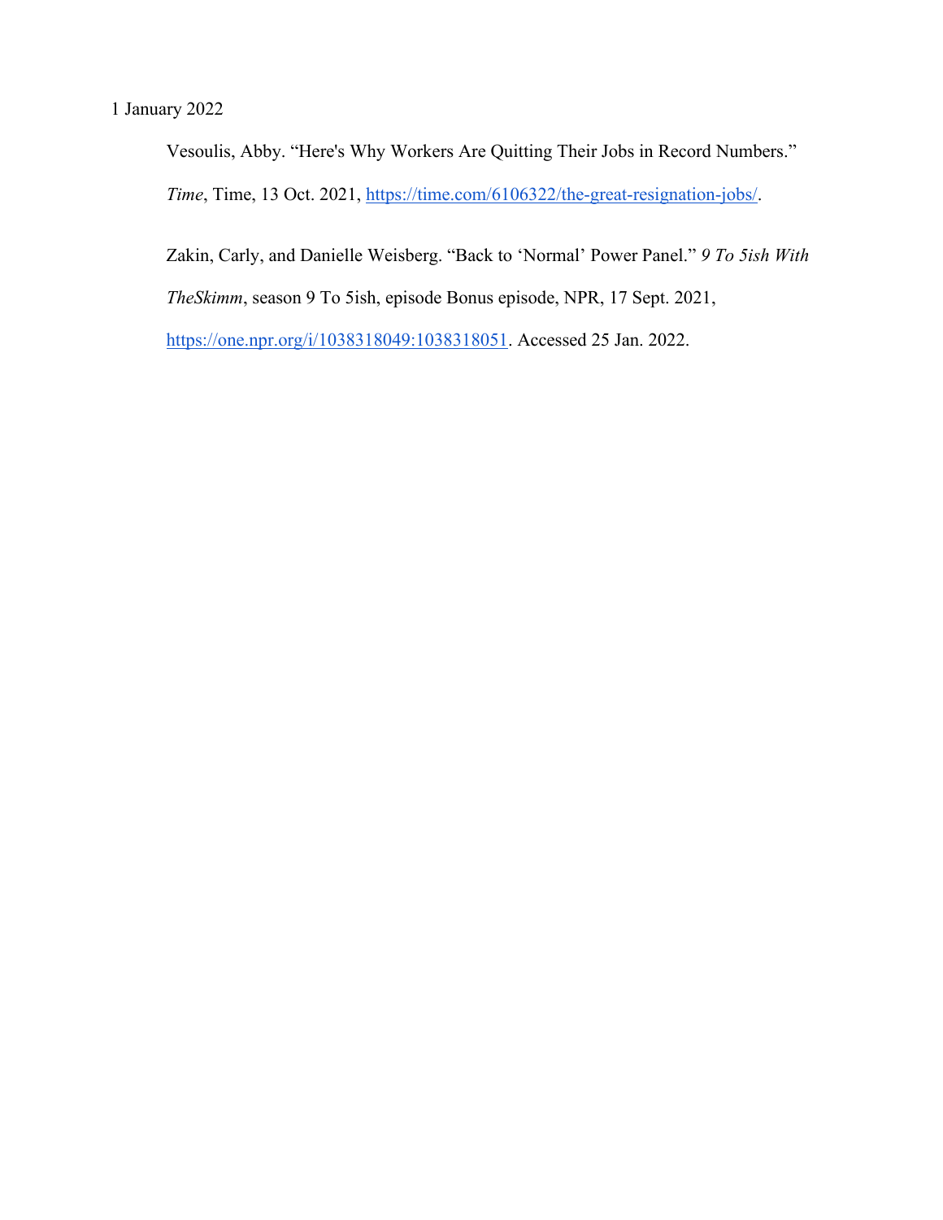1 January 2022

Vesoulis, Abby. “Here's Why Workers Are Quitting Their Jobs in Record Numbers.” *Time*, Time, 13 Oct. 2021, https://time.com/6106322/the-great-resignation-jobs/.

Zakin, Carly, and Danielle Weisberg. “Back to ‘Normal’ Power Panel.” *9 To 5ish With TheSkimm*, season 9 To 5ish, episode Bonus episode, NPR, 17 Sept. 2021, https://one.npr.org/i/1038318049:1038318051. Accessed 25 Jan. 2022.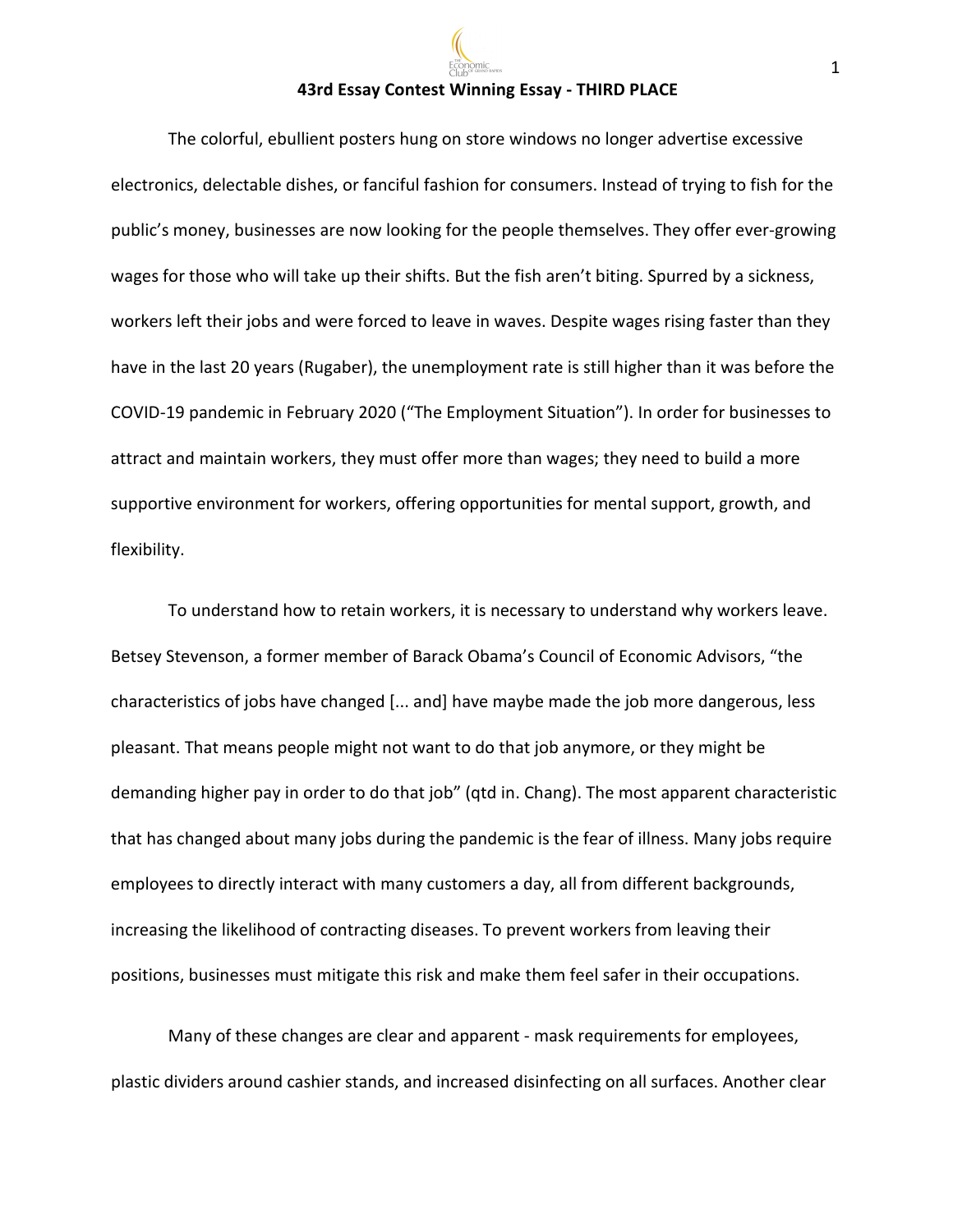## 43rd Essay Contest Winning Essay - THIRD PLACE

The colorful, ebullient posters hung on store windows no longer advertise excessive electronics, delectable dishes, or fanciful fashion for consumers. Instead of trying to fish for the public's money, businesses are now looking for the people themselves. They offer ever-growing wages for those who will take up their shifts. But the fish aren't biting. Spurred by a sickness, workers left their jobs and were forced to leave in waves. Despite wages rising faster than they have in the last 20 years (Rugaber), the unemployment rate is still higher than it was before the COVID-19 pandemic in February 2020 ("The Employment Situation"). In order for businesses to attract and maintain workers, they must offer more than wages; they need to build a more supportive environment for workers, offering opportunities for mental support, growth, and flexibility.

To understand how to retain workers, it is necessary to understand why workers leave. Betsey Stevenson, a former member of Barack Obama's Council of Economic Advisors, "the characteristics of jobs have changed [... and] have maybe made the job more dangerous, less pleasant. That means people might not want to do that job anymore, or they might be demanding higher pay in order to do that job" (qtd in. Chang). The most apparent characteristic that has changed about many jobs during the pandemic is the fear of illness. Many jobs require employees to directly interact with many customers a day, all from different backgrounds, increasing the likelihood of contracting diseases. To prevent workers from leaving their positions, businesses must mitigate this risk and make them feel safer in their occupations.

Many of these changes are clear and apparent - mask requirements for employees, plastic dividers around cashier stands, and increased disinfecting on all surfaces. Another clear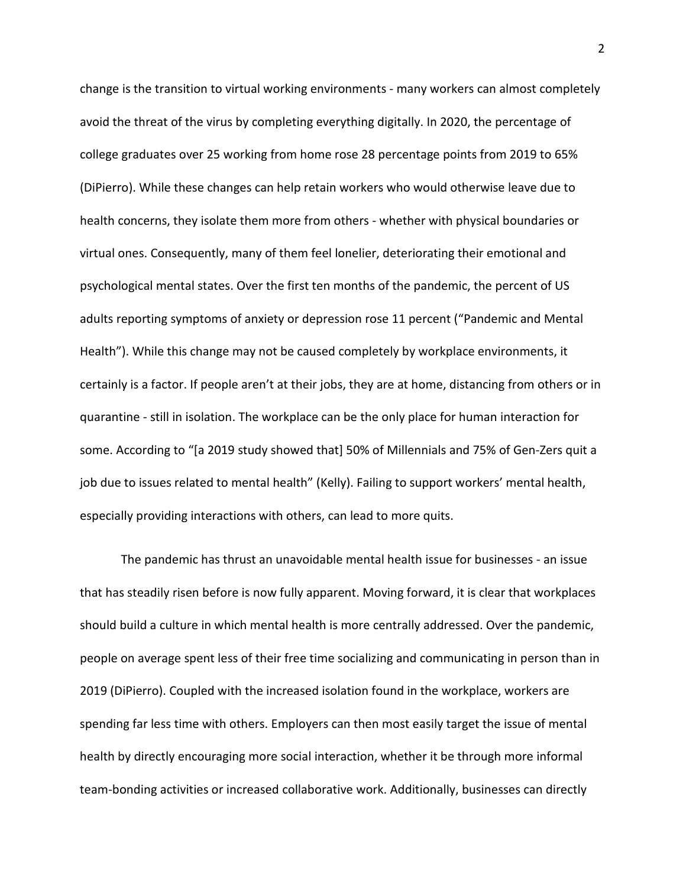change is the transition to virtual working environments - many workers can almost completely avoid the threat of the virus by completing everything digitally. In 2020, the percentage of college graduates over 25 working from home rose 28 percentage points from 2019 to 65% (DiPierro). While these changes can help retain workers who would otherwise leave due to health concerns, they isolate them more from others - whether with physical boundaries or virtual ones. Consequently, many of them feel lonelier, deteriorating their emotional and psychological mental states. Over the first ten months of the pandemic, the percent of US adults reporting symptoms of anxiety or depression rose 11 percent ("Pandemic and Mental Health"). While this change may not be caused completely by workplace environments, it certainly is a factor. If people aren't at their jobs, they are at home, distancing from others or in quarantine - still in isolation. The workplace can be the only place for human interaction for some. According to "[a 2019 study showed that] 50% of Millennials and 75% of Gen-Zers quit a job due to issues related to mental health" (Kelly). Failing to support workers' mental health, especially providing interactions with others, can lead to more quits.

The pandemic has thrust an unavoidable mental health issue for businesses - an issue that has steadily risen before is now fully apparent. Moving forward, it is clear that workplaces should build a culture in which mental health is more centrally addressed. Over the pandemic, people on average spent less of their free time socializing and communicating in person than in 2019 (DiPierro). Coupled with the increased isolation found in the workplace, workers are spending far less time with others. Employers can then most easily target the issue of mental health by directly encouraging more social interaction, whether it be through more informal team-bonding activities or increased collaborative work. Additionally, businesses can directly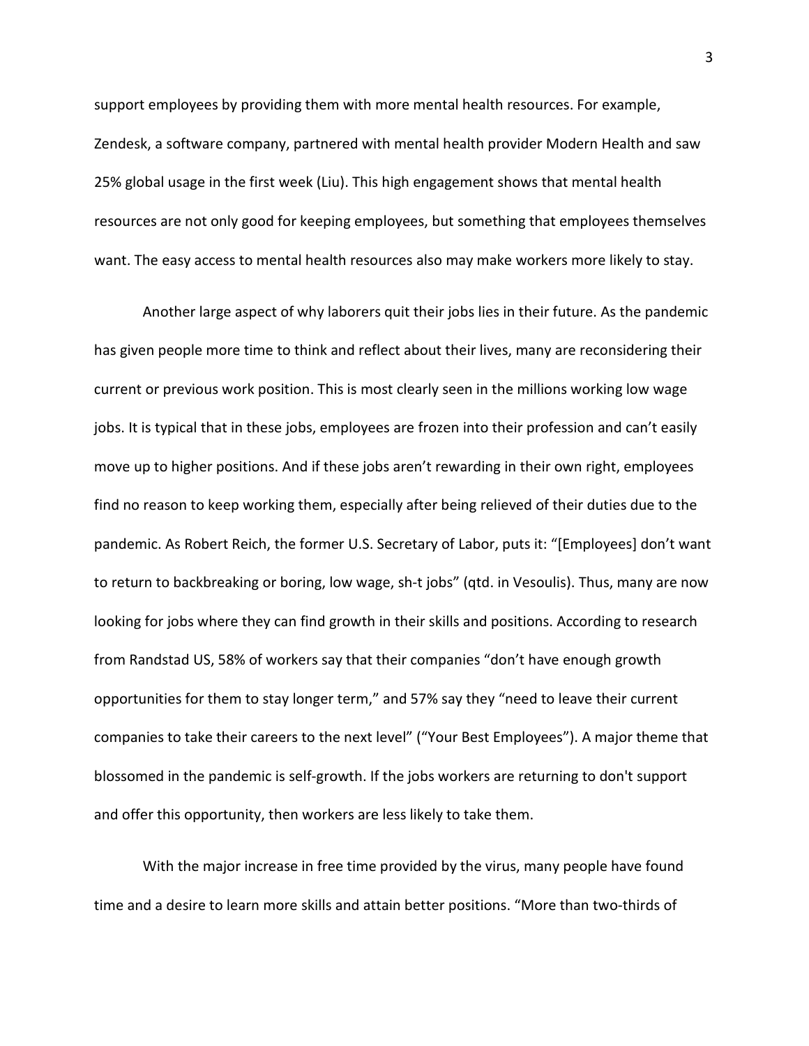support employees by providing them with more mental health resources. For example, Zendesk, a software company, partnered with mental health provider Modern Health and saw 25% global usage in the first week (Liu). This high engagement shows that mental health resources are not only good for keeping employees, but something that employees themselves want. The easy access to mental health resources also may make workers more likely to stay.

Another large aspect of why laborers quit their jobs lies in their future. As the pandemic has given people more time to think and reflect about their lives, many are reconsidering their current or previous work position. This is most clearly seen in the millions working low wage jobs. It is typical that in these jobs, employees are frozen into their profession and can't easily move up to higher positions. And if these jobs aren't rewarding in their own right, employees find no reason to keep working them, especially after being relieved of their duties due to the pandemic. As Robert Reich, the former U.S. Secretary of Labor, puts it: "[Employees] don't want to return to backbreaking or boring, low wage, sh-t jobs" (qtd. in Vesoulis). Thus, many are now looking for jobs where they can find growth in their skills and positions. According to research from Randstad US, 58% of workers say that their companies "don't have enough growth opportunities for them to stay longer term," and 57% say they "need to leave their current companies to take their careers to the next level" ("Your Best Employees"). A major theme that blossomed in the pandemic is self-growth. If the jobs workers are returning to don't support and offer this opportunity, then workers are less likely to take them.

With the major increase in free time provided by the virus, many people have found time and a desire to learn more skills and attain better positions. "More than two-thirds of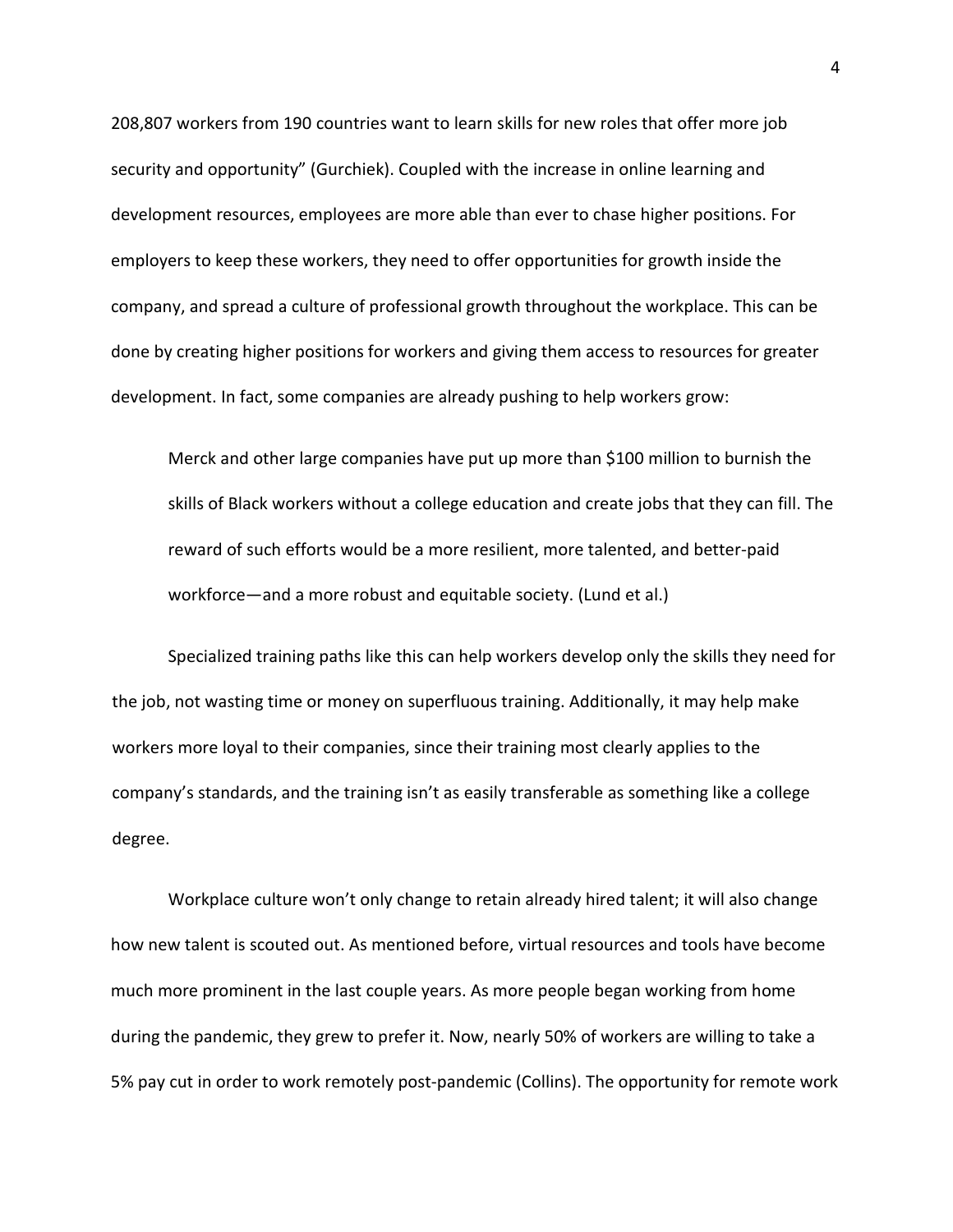208,807 workers from 190 countries want to learn skills for new roles that offer more job security and opportunity" (Gurchiek). Coupled with the increase in online learning and development resources, employees are more able than ever to chase higher positions. For employers to keep these workers, they need to offer opportunities for growth inside the company, and spread a culture of professional growth throughout the workplace. This can be done by creating higher positions for workers and giving them access to resources for greater development. In fact, some companies are already pushing to help workers grow:

> Merck and other large companies have put up more than $100 million to burnish the skills of Black workers without a college education and create jobs that they can fill. The reward of such efforts would be a more resilient, more talented, and better-paid workforce—and a more robust and equitable society. (Lund et al.)

Specialized training paths like this can help workers develop only the skills they need for the job, not wasting time or money on superfluous training. Additionally, it may help make workers more loyal to their companies, since their training most clearly applies to the company's standards, and the training isn't as easily transferable as something like a college degree.

Workplace culture won't only change to retain already hired talent; it will also change how new talent is scouted out. As mentioned before, virtual resources and tools have become much more prominent in the last couple years. As more people began working from home during the pandemic, they grew to prefer it. Now, nearly 50% of workers are willing to take a 5% pay cut in order to work remotely post-pandemic (Collins). The opportunity for remote work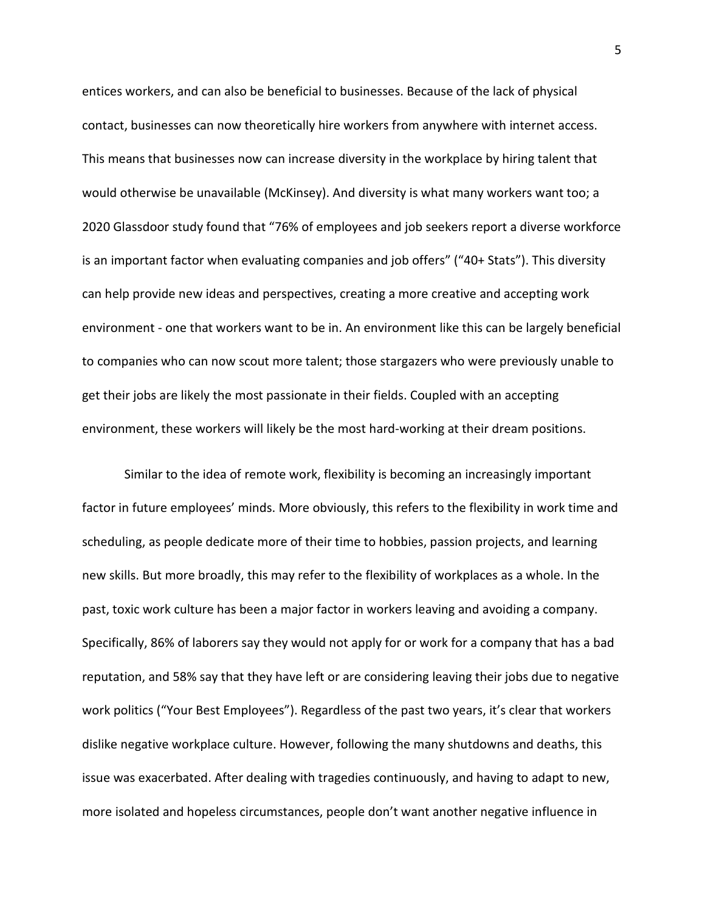entices workers, and can also be beneficial to businesses. Because of the lack of physical contact, businesses can now theoretically hire workers from anywhere with internet access. This means that businesses now can increase diversity in the workplace by hiring talent that would otherwise be unavailable (McKinsey). And diversity is what many workers want too; a 2020 Glassdoor study found that "76% of employees and job seekers report a diverse workforce is an important factor when evaluating companies and job offers" ("40+ Stats"). This diversity can help provide new ideas and perspectives, creating a more creative and accepting work environment - one that workers want to be in. An environment like this can be largely beneficial to companies who can now scout more talent; those stargazers who were previously unable to get their jobs are likely the most passionate in their fields. Coupled with an accepting environment, these workers will likely be the most hard-working at their dream positions.

Similar to the idea of remote work, flexibility is becoming an increasingly important factor in future employees' minds. More obviously, this refers to the flexibility in work time and scheduling, as people dedicate more of their time to hobbies, passion projects, and learning new skills. But more broadly, this may refer to the flexibility of workplaces as a whole. In the past, toxic work culture has been a major factor in workers leaving and avoiding a company. Specifically, 86% of laborers say they would not apply for or work for a company that has a bad reputation, and 58% say that they have left or are considering leaving their jobs due to negative work politics ("Your Best Employees"). Regardless of the past two years, it's clear that workers dislike negative workplace culture. However, following the many shutdowns and deaths, this issue was exacerbated. After dealing with tragedies continuously, and having to adapt to new, more isolated and hopeless circumstances, people don't want another negative influence in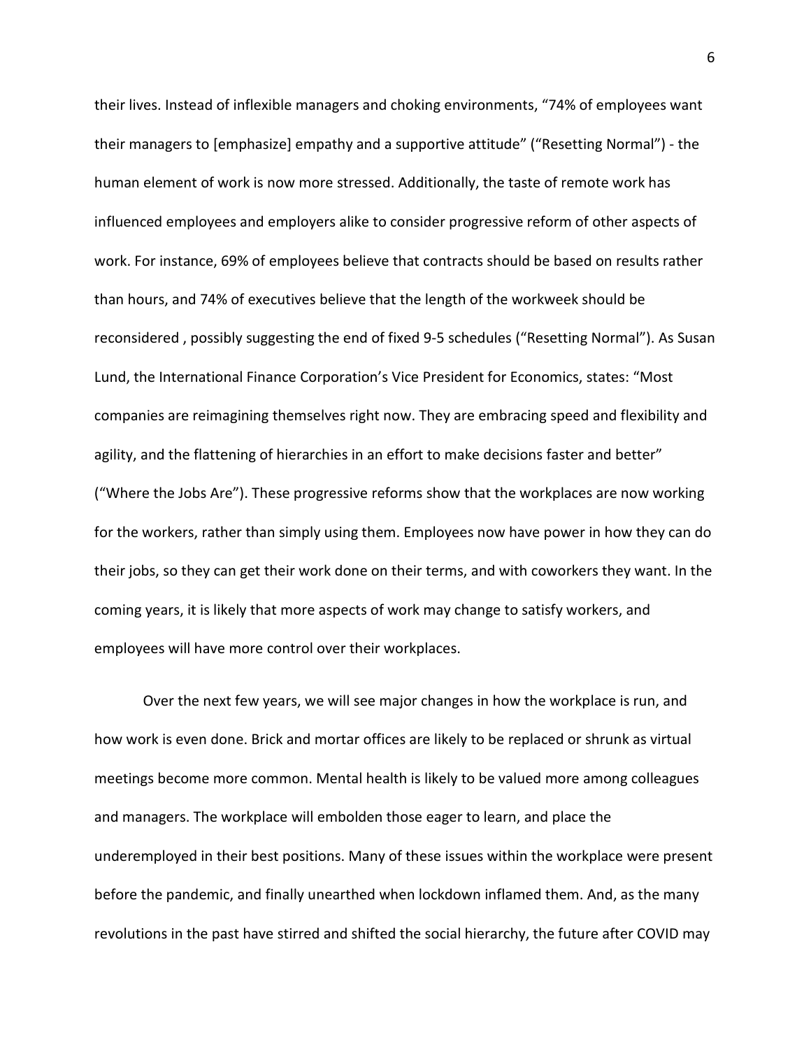their lives. Instead of inflexible managers and choking environments, “74% of employees want their managers to [emphasize] empathy and a supportive attitude” (“Resetting Normal”) - the human element of work is now more stressed. Additionally, the taste of remote work has influenced employees and employers alike to consider progressive reform of other aspects of work. For instance, 69% of employees believe that contracts should be based on results rather than hours, and 74% of executives believe that the length of the workweek should be reconsidered , possibly suggesting the end of fixed 9-5 schedules (“Resetting Normal”). As Susan Lund, the International Finance Corporation’s Vice President for Economics, states: “Most companies are reimagining themselves right now. They are embracing speed and flexibility and agility, and the flattening of hierarchies in an effort to make decisions faster and better” (“Where the Jobs Are”). These progressive reforms show that the workplaces are now working for the workers, rather than simply using them. Employees now have power in how they can do their jobs, so they can get their work done on their terms, and with coworkers they want. In the coming years, it is likely that more aspects of work may change to satisfy workers, and employees will have more control over their workplaces.

Over the next few years, we will see major changes in how the workplace is run, and how work is even done. Brick and mortar offices are likely to be replaced or shrunk as virtual meetings become more common. Mental health is likely to be valued more among colleagues and managers. The workplace will embolden those eager to learn, and place the underemployed in their best positions. Many of these issues within the workplace were present before the pandemic, and finally unearthed when lockdown inflamed them. And, as the many revolutions in the past have stirred and shifted the social hierarchy, the future after COVID may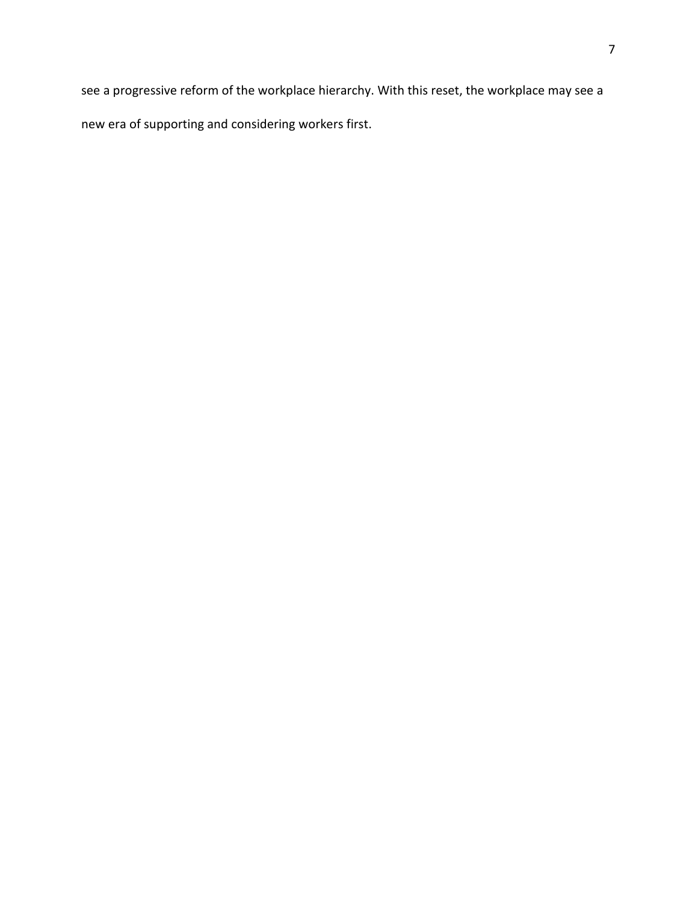see a progressive reform of the workplace hierarchy. With this reset, the workplace may see a new era of supporting and considering workers first.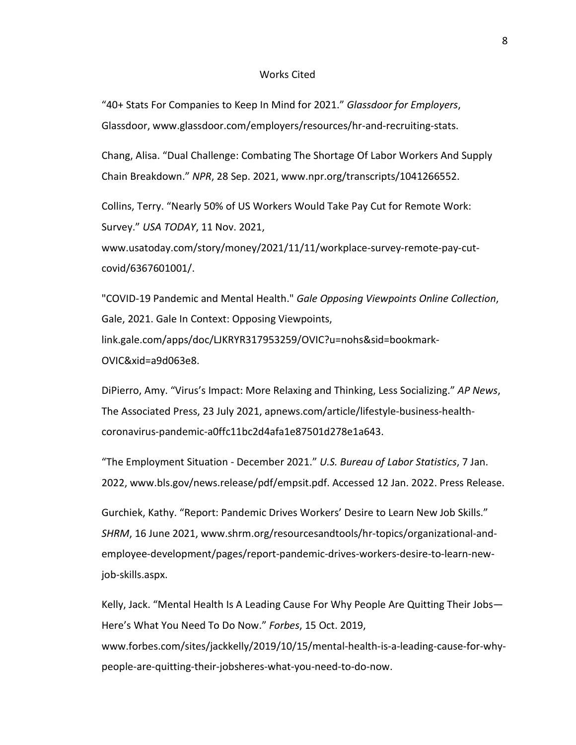# Works Cited

"40+ Stats For Companies to Keep In Mind for 2021." *Glassdoor for Employers*, Glassdoor, www.glassdoor.com/employers/resources/hr-and-recruiting-stats.

Chang, Alisa. "Dual Challenge: Combating The Shortage Of Labor Workers And Supply Chain Breakdown." *NPR*, 28 Sep. 2021, www.npr.org/transcripts/1041266552.

Collins, Terry. "Nearly 50% of US Workers Would Take Pay Cut for Remote Work: Survey." *USA TODAY*, 11 Nov. 2021, www.usatoday.com/story/money/2021/11/11/workplace-survey-remote-pay-cut-covid/6367601001/.

"COVID-19 Pandemic and Mental Health." *Gale Opposing Viewpoints Online Collection*, Gale, 2021. Gale In Context: Opposing Viewpoints, link.gale.com/apps/doc/LJKRYR317953259/OVIC?u=nohs&sid=bookmark-OVIC&xid=a9d063e8.

DiPierro, Amy. "Virus's Impact: More Relaxing and Thinking, Less Socializing." *AP News*, The Associated Press, 23 July 2021, apnews.com/article/lifestyle-business-health-coronavirus-pandemic-a0ffc11bc2d4afa1e87501d278e1a643.

"The Employment Situation - December 2021." *U.S. Bureau of Labor Statistics*, 7 Jan. 2022, www.bls.gov/news.release/pdf/empsit.pdf. Accessed 12 Jan. 2022. Press Release.

Gurchiek, Kathy. "Report: Pandemic Drives Workers' Desire to Learn New Job Skills." *SHRM*, 16 June 2021, www.shrm.org/resourcesandtools/hr-topics/organizational-and-employee-development/pages/report-pandemic-drives-workers-desire-to-learn-new-job-skills.aspx.

Kelly, Jack. "Mental Health Is A Leading Cause For Why People Are Quitting Their Jobs—Here's What You Need To Do Now." *Forbes*, 15 Oct. 2019, www.forbes.com/sites/jackkelly/2019/10/15/mental-health-is-a-leading-cause-for-why-people-are-quitting-their-jobsheres-what-you-need-to-do-now.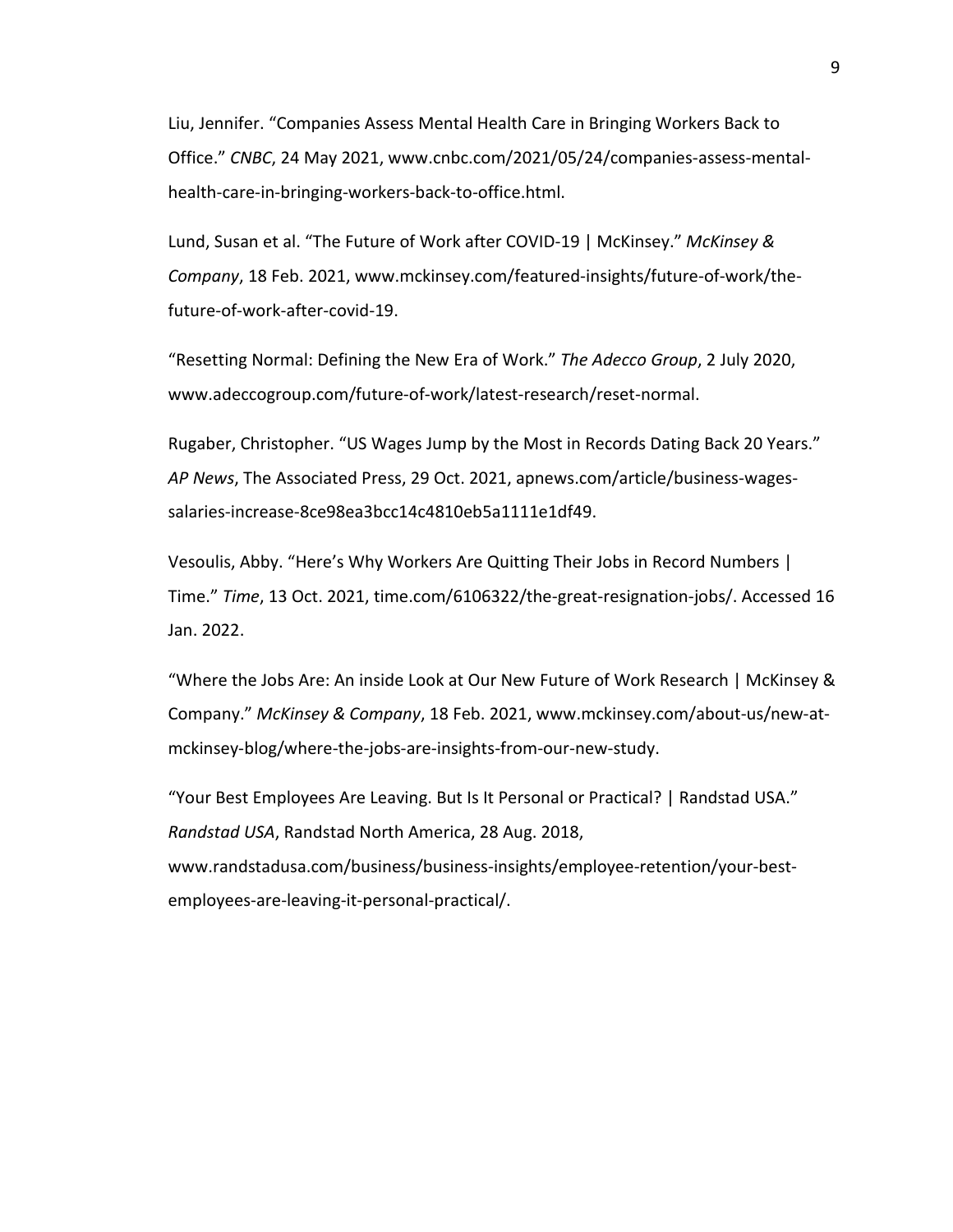Liu, Jennifer. “Companies Assess Mental Health Care in Bringing Workers Back to Office.” *CNBC*, 24 May 2021, www.cnbc.com/2021/05/24/companies-assess-mental-health-care-in-bringing-workers-back-to-office.html.

Lund, Susan et al. “The Future of Work after COVID-19 | McKinsey.” *McKinsey & Company*, 18 Feb. 2021, www.mckinsey.com/featured-insights/future-of-work/the-future-of-work-after-covid-19.

“Resetting Normal: Defining the New Era of Work.” *The Adecco Group*, 2 July 2020, www.adeccogroup.com/future-of-work/latest-research/reset-normal.

Rugaber, Christopher. “US Wages Jump by the Most in Records Dating Back 20 Years.” *AP News*, The Associated Press, 29 Oct. 2021, apnews.com/article/business-wages-salaries-increase-8ce98ea3bcc14c4810eb5a1111e1df49.

Vesoulis, Abby. “Here’s Why Workers Are Quitting Their Jobs in Record Numbers | Time.” *Time*, 13 Oct. 2021, time.com/6106322/the-great-resignation-jobs/. Accessed 16 Jan. 2022.

“Where the Jobs Are: An inside Look at Our New Future of Work Research | McKinsey & Company.” *McKinsey & Company*, 18 Feb. 2021, www.mckinsey.com/about-us/new-at-mckinsey-blog/where-the-jobs-are-insights-from-our-new-study.

“Your Best Employees Are Leaving. But Is It Personal or Practical? | Randstad USA.” *Randstad USA*, Randstad North America, 28 Aug. 2018, www.randstadusa.com/business/business-insights/employee-retention/your-best-employees-are-leaving-it-personal-practical/.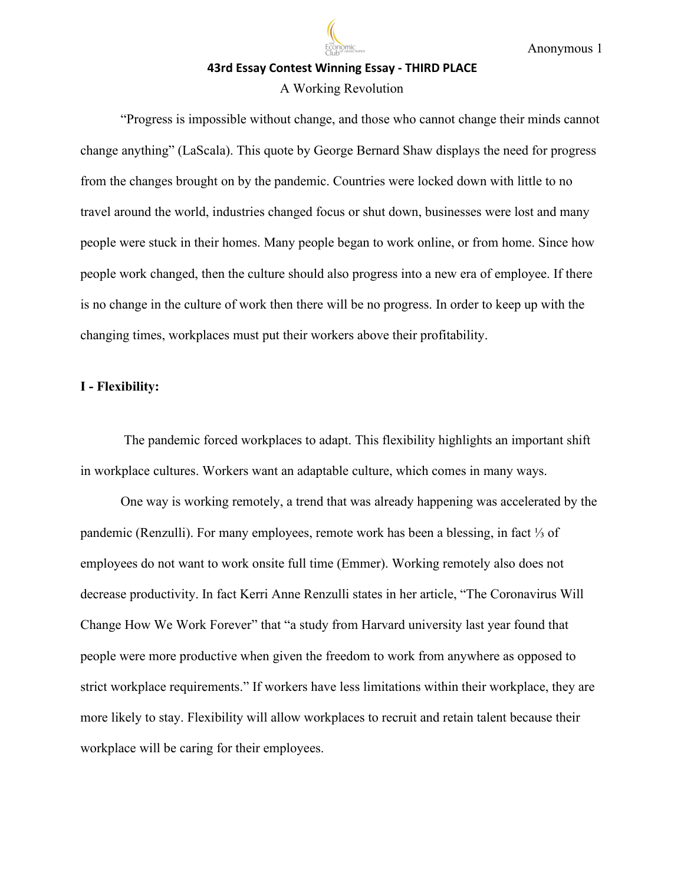**43rd Essay Contest Winning Essay - THIRD PLACE**

A Working Revolution

"Progress is impossible without change, and those who cannot change their minds cannot change anything" (LaScala). This quote by George Bernard Shaw displays the need for progress from the changes brought on by the pandemic. Countries were locked down with little to no travel around the world, industries changed focus or shut down, businesses were lost and many people were stuck in their homes. Many people began to work online, or from home. Since how people work changed, then the culture should also progress into a new era of employee. If there is no change in the culture of work then there will be no progress. In order to keep up with the changing times, workplaces must put their workers above their profitability.

**I - Flexibility:**

The pandemic forced workplaces to adapt. This flexibility highlights an important shift in workplace cultures. Workers want an adaptable culture, which comes in many ways.

One way is working remotely, a trend that was already happening was accelerated by the pandemic (Renzulli). For many employees, remote work has been a blessing, in fact ⅓ of employees do not want to work onsite full time (Emmer). Working remotely also does not decrease productivity. In fact Kerri Anne Renzulli states in her article, "The Coronavirus Will Change How We Work Forever" that "a study from Harvard university last year found that people were more productive when given the freedom to work from anywhere as opposed to strict workplace requirements." If workers have less limitations within their workplace, they are more likely to stay. Flexibility will allow workplaces to recruit and retain talent because their workplace will be caring for their employees.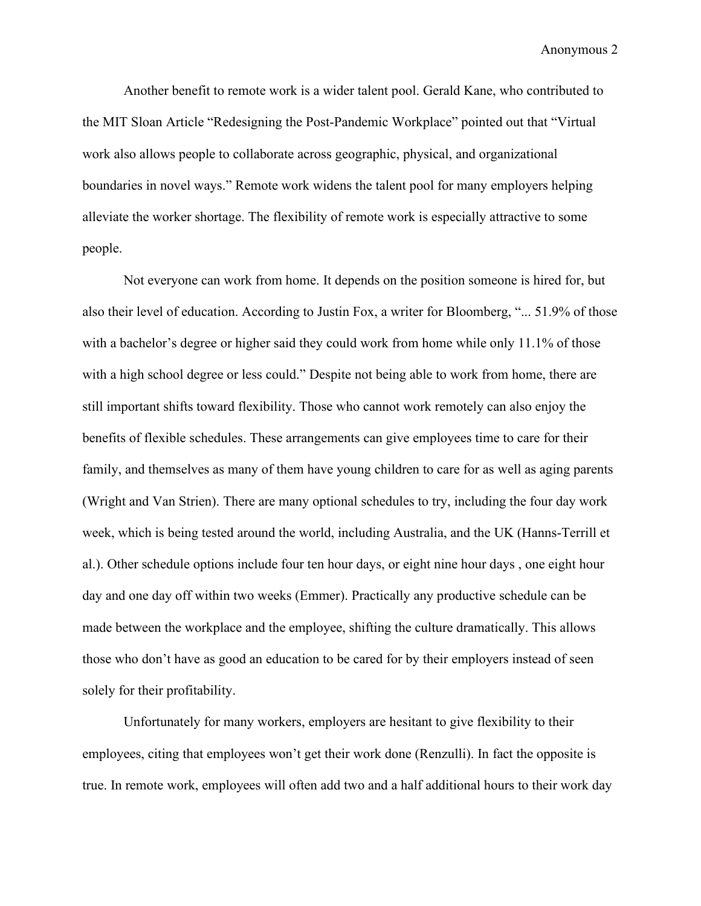Another benefit to remote work is a wider talent pool. Gerald Kane, who contributed to the MIT Sloan Article "Redesigning the Post-Pandemic Workplace" pointed out that "Virtual work also allows people to collaborate across geographic, physical, and organizational boundaries in novel ways." Remote work widens the talent pool for many employers helping alleviate the worker shortage. The flexibility of remote work is especially attractive to some people.

Not everyone can work from home. It depends on the position someone is hired for, but also their level of education. According to Justin Fox, a writer for Bloomberg, "... 51.9% of those with a bachelor's degree or higher said they could work from home while only 11.1% of those with a high school degree or less could." Despite not being able to work from home, there are still important shifts toward flexibility. Those who cannot work remotely can also enjoy the benefits of flexible schedules. These arrangements can give employees time to care for their family, and themselves as many of them have young children to care for as well as aging parents (Wright and Van Strien). There are many optional schedules to try, including the four day work week, which is being tested around the world, including Australia, and the UK (Hanns-Terrill et al.). Other schedule options include four ten hour days, or eight nine hour days , one eight hour day and one day off within two weeks (Emmer). Practically any productive schedule can be made between the workplace and the employee, shifting the culture dramatically. This allows those who don't have as good an education to be cared for by their employers instead of seen solely for their profitability.

Unfortunately for many workers, employers are hesitant to give flexibility to their employees, citing that employees won't get their work done (Renzulli). In fact the opposite is true. In remote work, employees will often add two and a half additional hours to their work day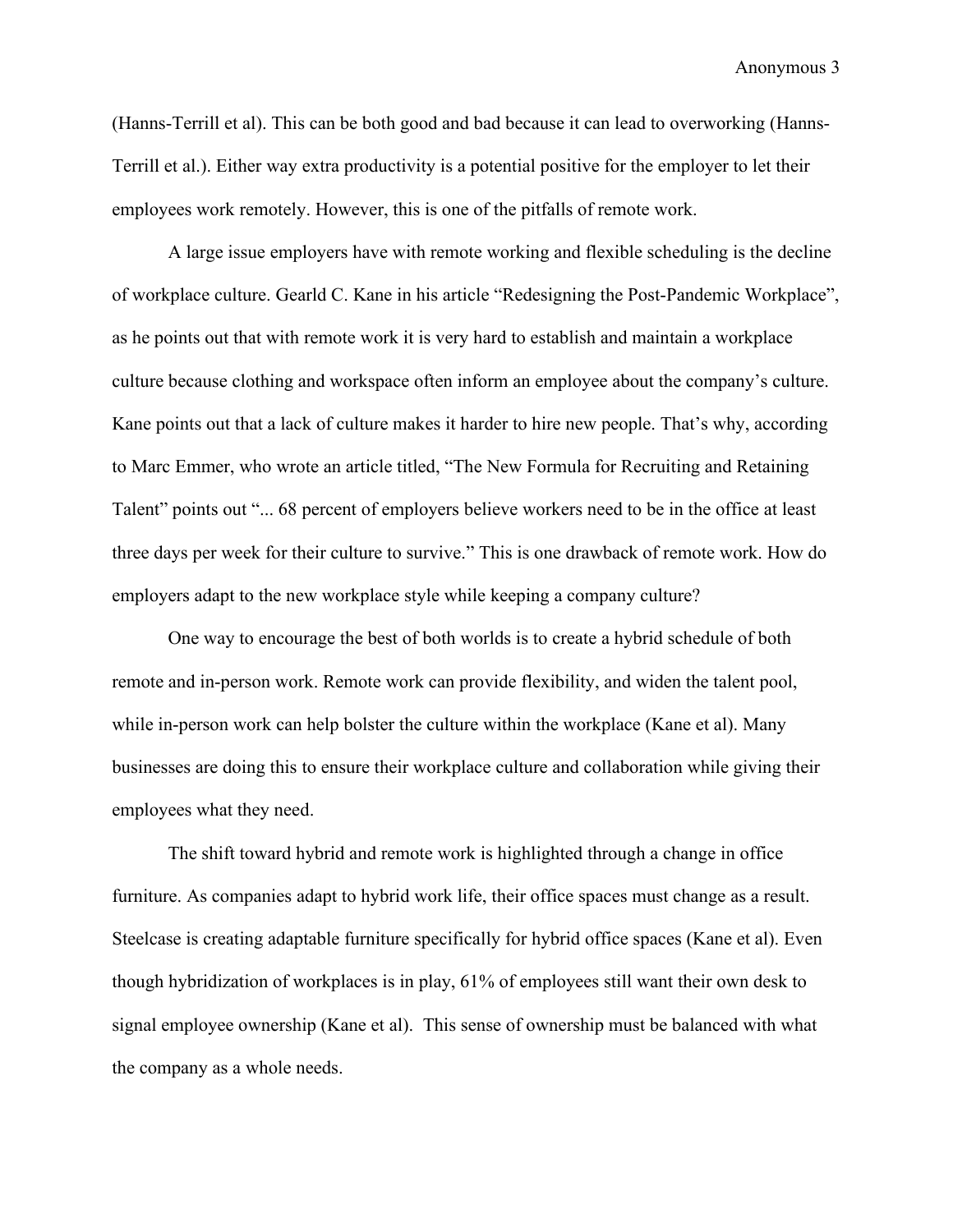(Hanns-Terrill et al). This can be both good and bad because it can lead to overworking (Hanns-Terrill et al.). Either way extra productivity is a potential positive for the employer to let their employees work remotely. However, this is one of the pitfalls of remote work.

A large issue employers have with remote working and flexible scheduling is the decline of workplace culture. Gearld C. Kane in his article "Redesigning the Post-Pandemic Workplace", as he points out that with remote work it is very hard to establish and maintain a workplace culture because clothing and workspace often inform an employee about the company's culture. Kane points out that a lack of culture makes it harder to hire new people. That's why, according to Marc Emmer, who wrote an article titled, "The New Formula for Recruiting and Retaining Talent" points out "... 68 percent of employers believe workers need to be in the office at least three days per week for their culture to survive." This is one drawback of remote work. How do employers adapt to the new workplace style while keeping a company culture?

One way to encourage the best of both worlds is to create a hybrid schedule of both remote and in-person work. Remote work can provide flexibility, and widen the talent pool, while in-person work can help bolster the culture within the workplace (Kane et al). Many businesses are doing this to ensure their workplace culture and collaboration while giving their employees what they need.

The shift toward hybrid and remote work is highlighted through a change in office furniture. As companies adapt to hybrid work life, their office spaces must change as a result. Steelcase is creating adaptable furniture specifically for hybrid office spaces (Kane et al). Even though hybridization of workplaces is in play, 61% of employees still want their own desk to signal employee ownership (Kane et al). This sense of ownership must be balanced with what the company as a whole needs.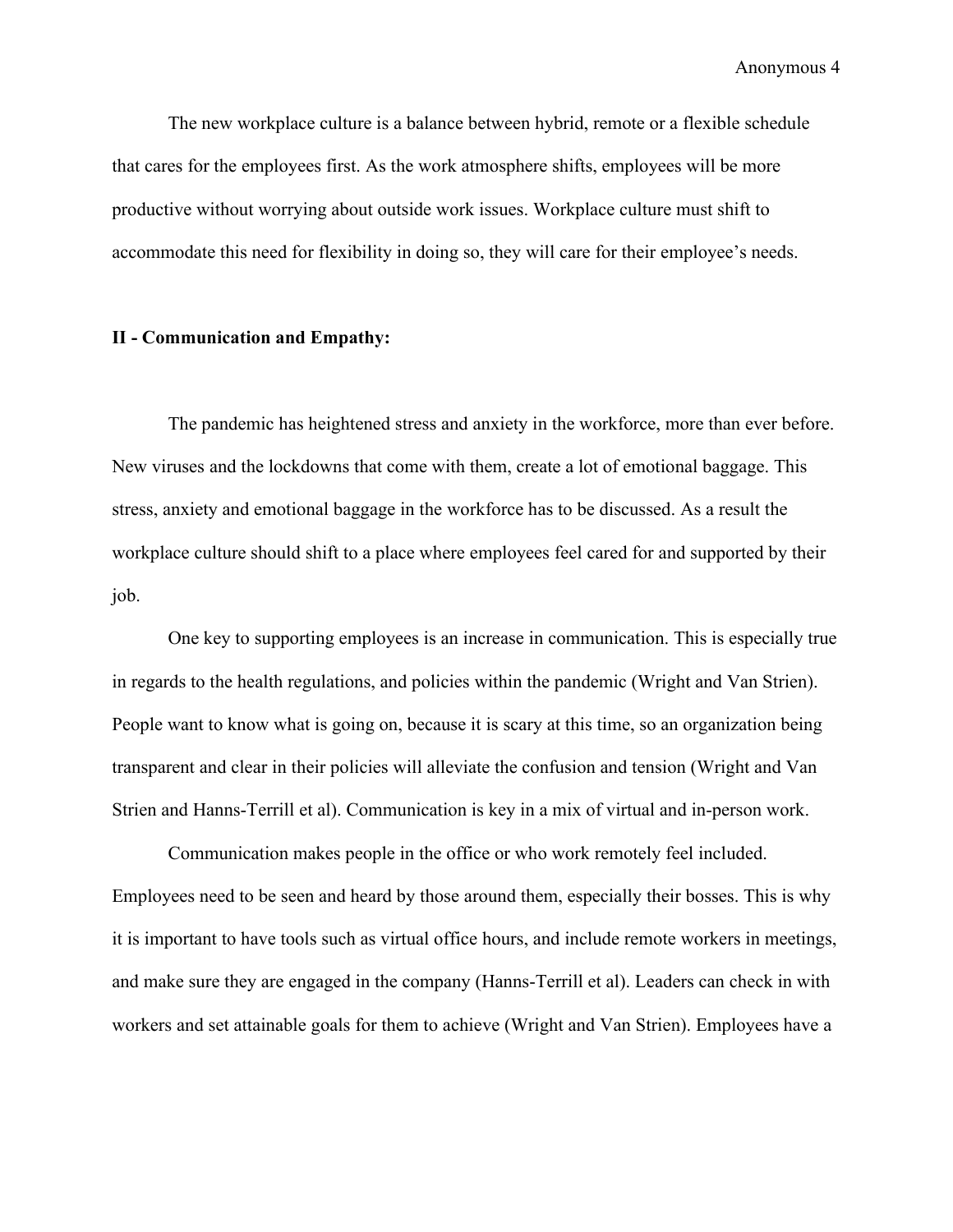The new workplace culture is a balance between hybrid, remote or a flexible schedule that cares for the employees first. As the work atmosphere shifts, employees will be more productive without worrying about outside work issues. Workplace culture must shift to accommodate this need for flexibility in doing so, they will care for their employee's needs.

**II - Communication and Empathy:**

The pandemic has heightened stress and anxiety in the workforce, more than ever before. New viruses and the lockdowns that come with them, create a lot of emotional baggage. This stress, anxiety and emotional baggage in the workforce has to be discussed. As a result the workplace culture should shift to a place where employees feel cared for and supported by their job.

One key to supporting employees is an increase in communication. This is especially true in regards to the health regulations, and policies within the pandemic (Wright and Van Strien). People want to know what is going on, because it is scary at this time, so an organization being transparent and clear in their policies will alleviate the confusion and tension (Wright and Van Strien and Hanns-Terrill et al). Communication is key in a mix of virtual and in-person work.

Communication makes people in the office or who work remotely feel included. Employees need to be seen and heard by those around them, especially their bosses. This is why it is important to have tools such as virtual office hours, and include remote workers in meetings, and make sure they are engaged in the company (Hanns-Terrill et al). Leaders can check in with workers and set attainable goals for them to achieve (Wright and Van Strien). Employees have a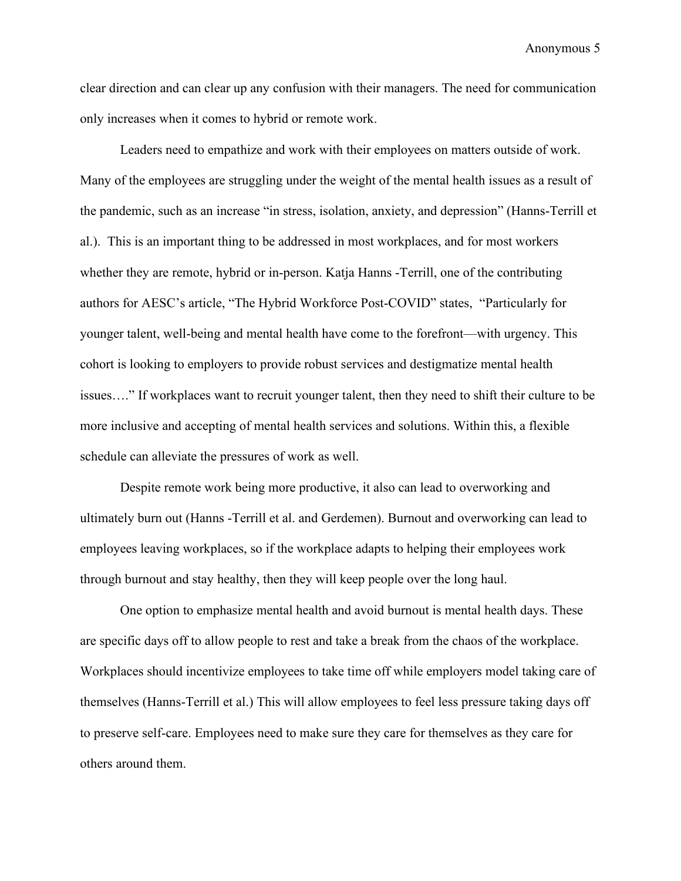clear direction and can clear up any confusion with their managers. The need for communication only increases when it comes to hybrid or remote work.

Leaders need to empathize and work with their employees on matters outside of work. Many of the employees are struggling under the weight of the mental health issues as a result of the pandemic, such as an increase "in stress, isolation, anxiety, and depression" (Hanns-Terrill et al.). This is an important thing to be addressed in most workplaces, and for most workers whether they are remote, hybrid or in-person. Katja Hanns -Terrill, one of the contributing authors for AESC's article, "The Hybrid Workforce Post-COVID" states, "Particularly for younger talent, well-being and mental health have come to the forefront—with urgency. This cohort is looking to employers to provide robust services and destigmatize mental health issues…." If workplaces want to recruit younger talent, then they need to shift their culture to be more inclusive and accepting of mental health services and solutions. Within this, a flexible schedule can alleviate the pressures of work as well.

Despite remote work being more productive, it also can lead to overworking and ultimately burn out (Hanns -Terrill et al. and Gerdemen). Burnout and overworking can lead to employees leaving workplaces, so if the workplace adapts to helping their employees work through burnout and stay healthy, then they will keep people over the long haul.

One option to emphasize mental health and avoid burnout is mental health days. These are specific days off to allow people to rest and take a break from the chaos of the workplace. Workplaces should incentivize employees to take time off while employers model taking care of themselves (Hanns-Terrill et al.) This will allow employees to feel less pressure taking days off to preserve self-care. Employees need to make sure they care for themselves as they care for others around them.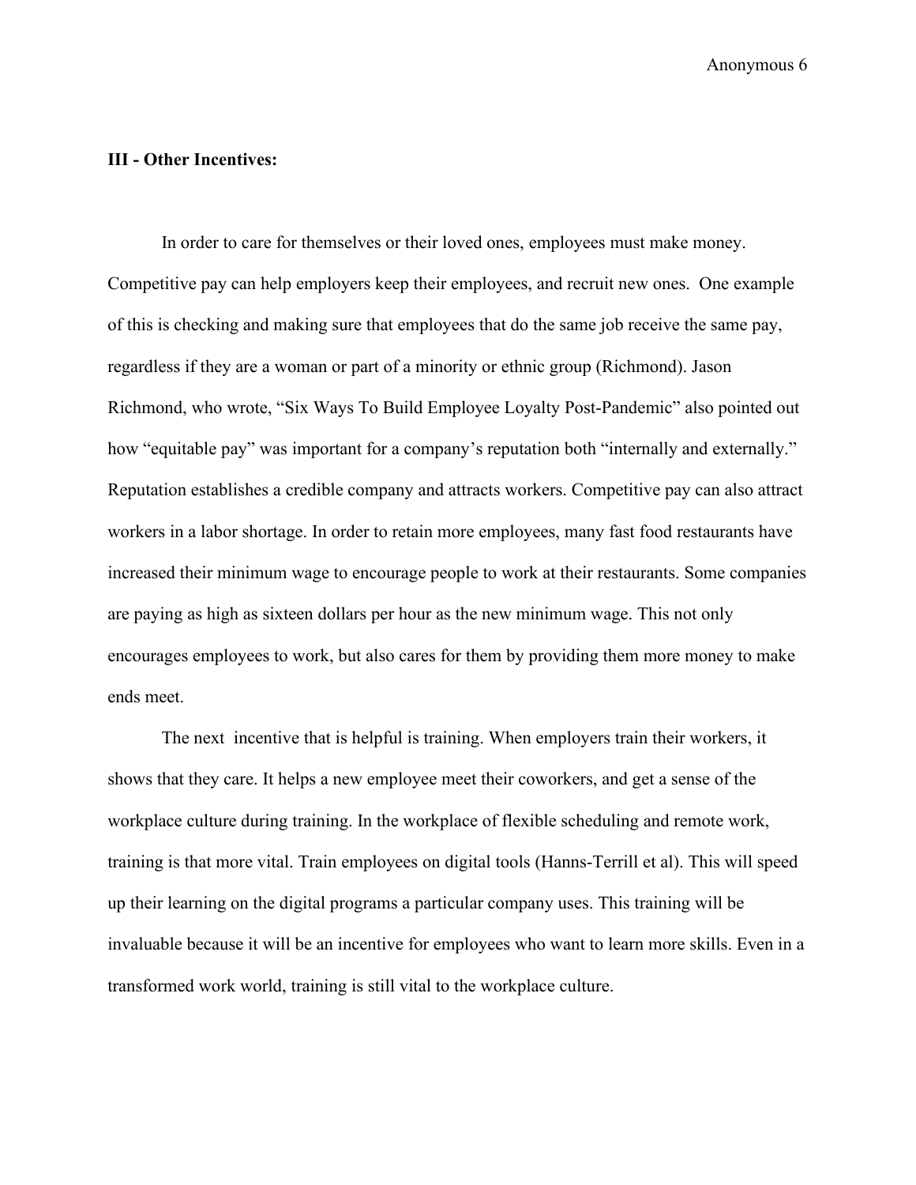**III - Other Incentives:**

In order to care for themselves or their loved ones, employees must make money. Competitive pay can help employers keep their employees, and recruit new ones. One example of this is checking and making sure that employees that do the same job receive the same pay, regardless if they are a woman or part of a minority or ethnic group (Richmond). Jason Richmond, who wrote, “Six Ways To Build Employee Loyalty Post-Pandemic” also pointed out how “equitable pay” was important for a company’s reputation both “internally and externally.” Reputation establishes a credible company and attracts workers. Competitive pay can also attract workers in a labor shortage. In order to retain more employees, many fast food restaurants have increased their minimum wage to encourage people to work at their restaurants. Some companies are paying as high as sixteen dollars per hour as the new minimum wage. This not only encourages employees to work, but also cares for them by providing them more money to make ends meet.

The next incentive that is helpful is training. When employers train their workers, it shows that they care. It helps a new employee meet their coworkers, and get a sense of the workplace culture during training. In the workplace of flexible scheduling and remote work, training is that more vital. Train employees on digital tools (Hanns-Terrill et al). This will speed up their learning on the digital programs a particular company uses. This training will be invaluable because it will be an incentive for employees who want to learn more skills. Even in a transformed work world, training is still vital to the workplace culture.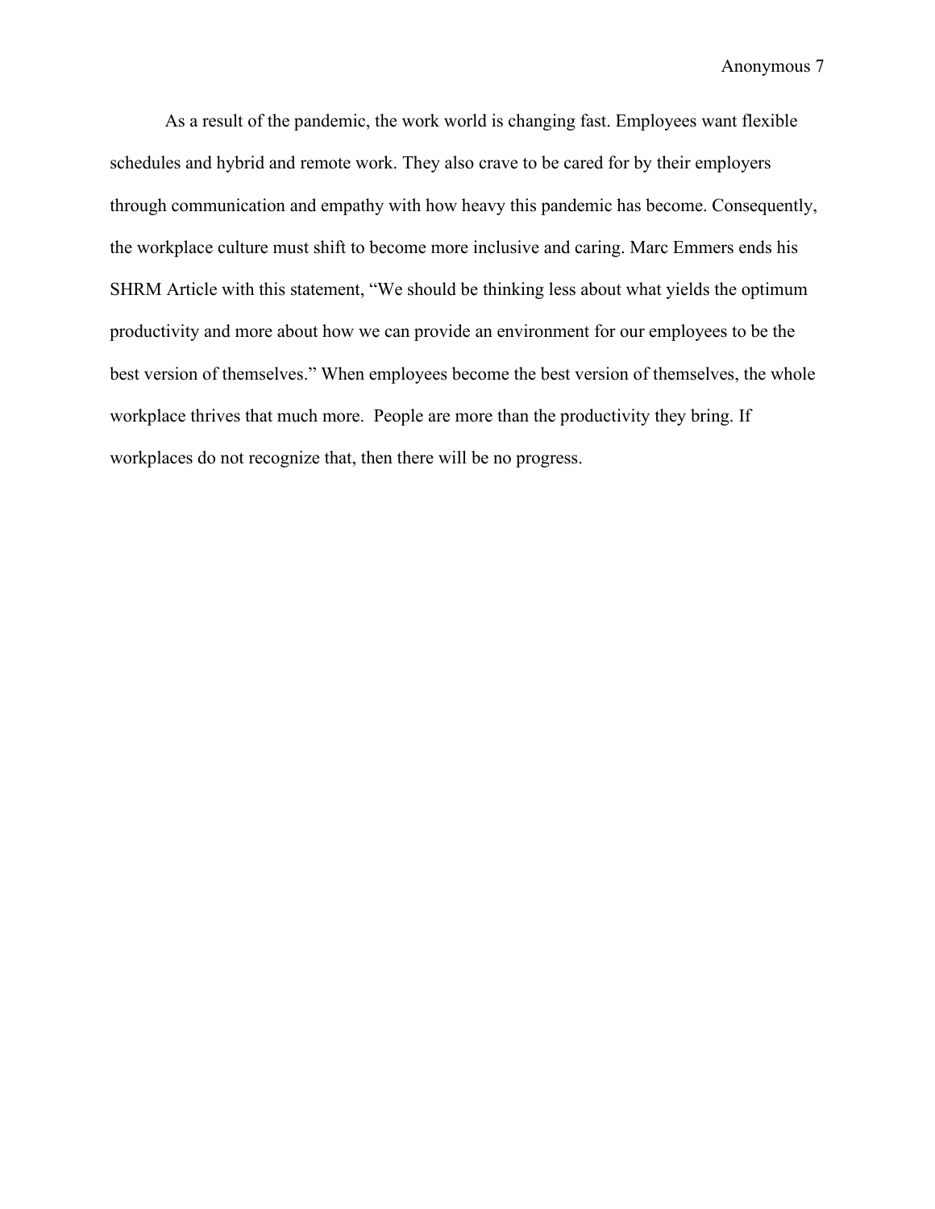As a result of the pandemic, the work world is changing fast. Employees want flexible schedules and hybrid and remote work. They also crave to be cared for by their employers through communication and empathy with how heavy this pandemic has become. Consequently, the workplace culture must shift to become more inclusive and caring. Marc Emmers ends his SHRM Article with this statement, "We should be thinking less about what yields the optimum productivity and more about how we can provide an environment for our employees to be the best version of themselves." When employees become the best version of themselves, the whole workplace thrives that much more. People are more than the productivity they bring. If workplaces do not recognize that, then there will be no progress.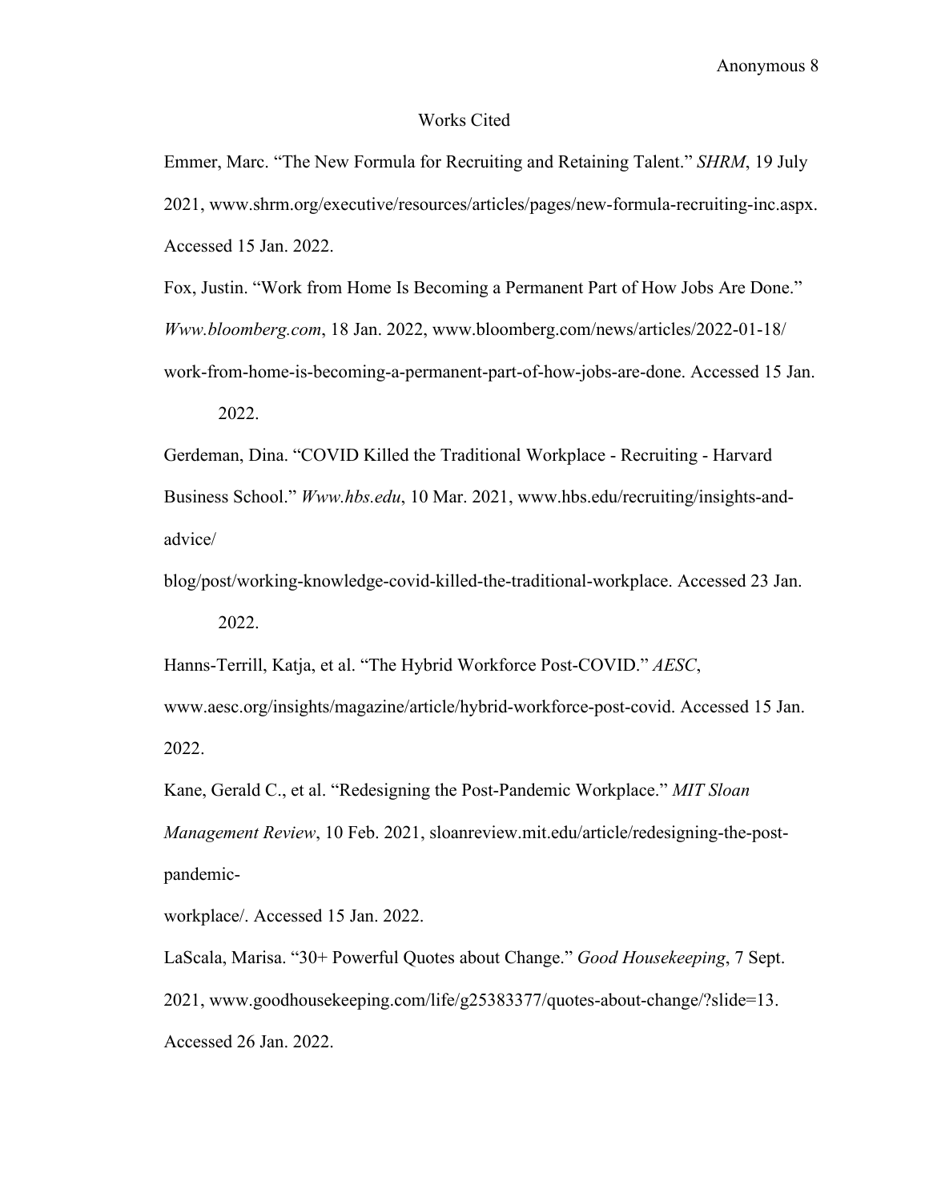# Works Cited

Emmer, Marc. “The New Formula for Recruiting and Retaining Talent.” *SHRM*, 19 July 2021, www.shrm.org/executive/resources/articles/pages/new-formula-recruiting-inc.aspx. Accessed 15 Jan. 2022.

Fox, Justin. “Work from Home Is Becoming a Permanent Part of How Jobs Are Done.” *Www.bloomberg.com*, 18 Jan. 2022, www.bloomberg.com/news/articles/2022-01-18/work-from-home-is-becoming-a-permanent-part-of-how-jobs-are-done. Accessed 15 Jan. 2022.

Gerdeman, Dina. “COVID Killed the Traditional Workplace - Recruiting - Harvard Business School.” *Www.hbs.edu*, 10 Mar. 2021, www.hbs.edu/recruiting/insights-and-advice/blog/post/working-knowledge-covid-killed-the-traditional-workplace. Accessed 23 Jan. 2022.

Hanns-Terrill, Katja, et al. “The Hybrid Workforce Post-COVID.” *AESC*, www.aesc.org/insights/magazine/article/hybrid-workforce-post-covid. Accessed 15 Jan. 2022.

Kane, Gerald C., et al. “Redesigning the Post-Pandemic Workplace.” *MIT Sloan Management Review*, 10 Feb. 2021, sloanreview.mit.edu/article/redesigning-the-post-pandemic-workplace/. Accessed 15 Jan. 2022.

LaScala, Marisa. “30+ Powerful Quotes about Change.” *Good Housekeeping*, 7 Sept. 2021, www.goodhousekeeping.com/life/g25383377/quotes-about-change/?slide=13. Accessed 26 Jan. 2022.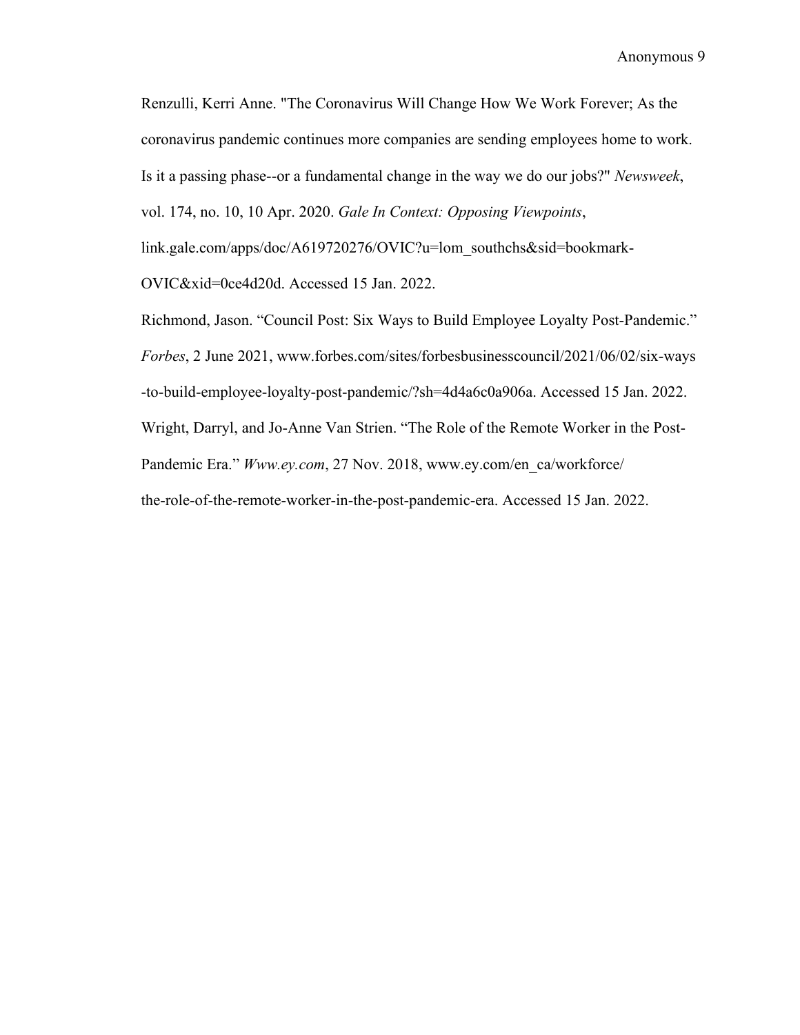Renzulli, Kerri Anne. "The Coronavirus Will Change How We Work Forever; As the coronavirus pandemic continues more companies are sending employees home to work. Is it a passing phase--or a fundamental change in the way we do our jobs?" *Newsweek*, vol. 174, no. 10, 10 Apr. 2020. *Gale In Context: Opposing Viewpoints*, link.gale.com/apps/doc/A619720276/OVIC?u=lom_southchs&sid=bookmark-OVIC&xid=0ce4d20d. Accessed 15 Jan. 2022.

Richmond, Jason. "Council Post: Six Ways to Build Employee Loyalty Post-Pandemic." *Forbes*, 2 June 2021, www.forbes.com/sites/forbesbusinesscouncil/2021/06/02/six-ways-to-build-employee-loyalty-post-pandemic/?sh=4d4a6c0a906a. Accessed 15 Jan. 2022.

Wright, Darryl, and Jo-Anne Van Strien. "The Role of the Remote Worker in the Post-Pandemic Era." *Www.ey.com*, 27 Nov. 2018, www.ey.com/en_ca/workforce/the-role-of-the-remote-worker-in-the-post-pandemic-era. Accessed 15 Jan. 2022.